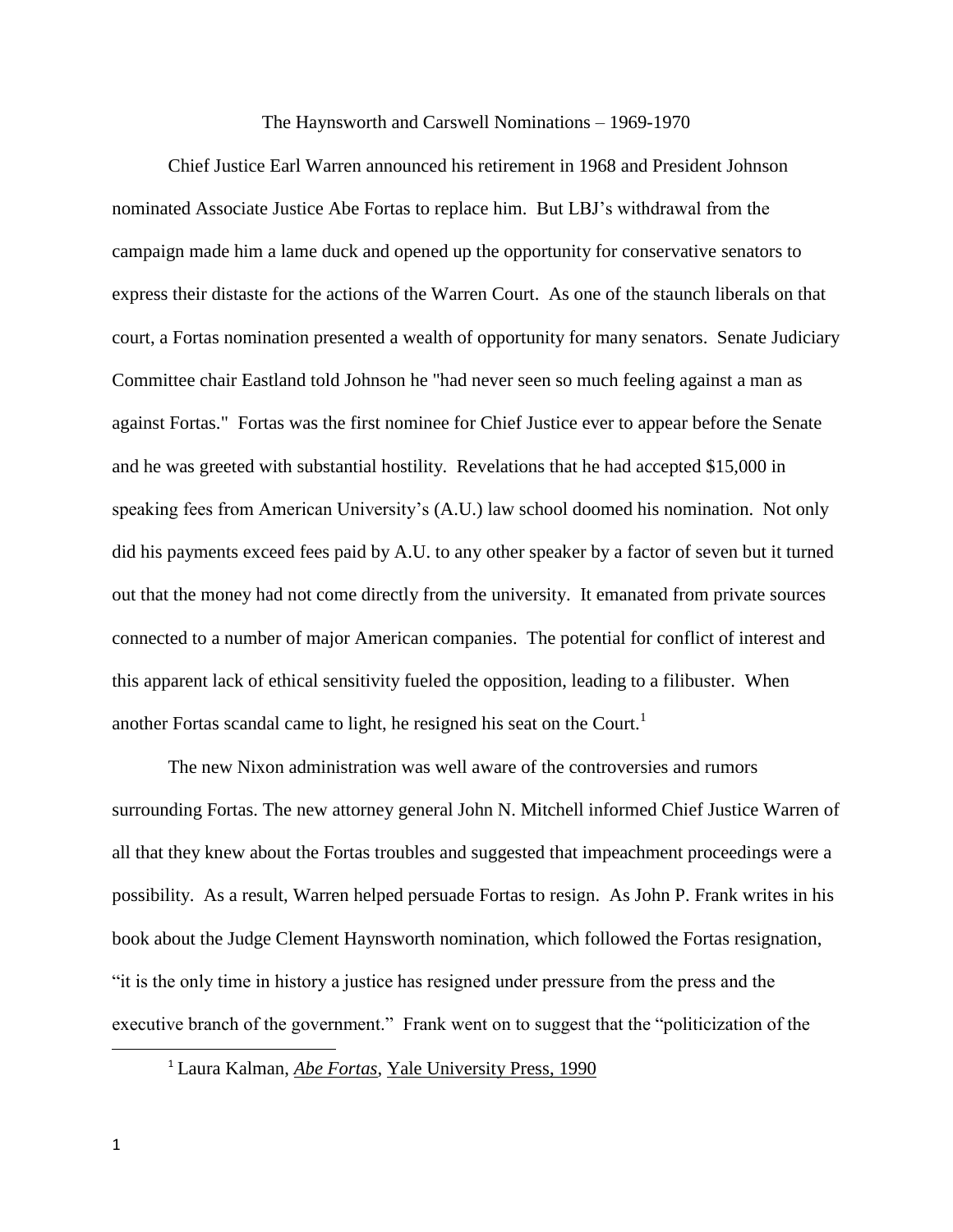# The Haynsworth and Carswell Nominations – 1969-1970

Chief Justice Earl Warren announced his retirement in 1968 and President Johnson nominated Associate Justice Abe Fortas to replace him. But LBJ's withdrawal from the campaign made him a lame duck and opened up the opportunity for conservative senators to express their distaste for the actions of the Warren Court. As one of the staunch liberals on that court, a Fortas nomination presented a wealth of opportunity for many senators. Senate Judiciary Committee chair Eastland told Johnson he "had never seen so much feeling against a man as against Fortas." Fortas was the first nominee for Chief Justice ever to appear before the Senate and he was greeted with substantial hostility. Revelations that he had accepted $15,000 in speaking fees from American University's (A.U.) law school doomed his nomination. Not only did his payments exceed fees paid by A.U. to any other speaker by a factor of seven but it turned out that the money had not come directly from the university. It emanated from private sources connected to a number of major American companies. The potential for conflict of interest and this apparent lack of ethical sensitivity fueled the opposition, leading to a filibuster. When another Fortas scandal came to light, he resigned his seat on the Court.[1]

The new Nixon administration was well aware of the controversies and rumors surrounding Fortas. The new attorney general John N. Mitchell informed Chief Justice Warren of all that they knew about the Fortas troubles and suggested that impeachment proceedings were a possibility. As a result, Warren helped persuade Fortas to resign. As John P. Frank writes in his book about the Judge Clement Haynsworth nomination, which followed the Fortas resignation, "it is the only time in history a justice has resigned under pressure from the press and the executive branch of the government." Frank went on to suggest that the "politicization of the

[1] Laura Kalman, *Abe Fortas*, Yale University Press, 1990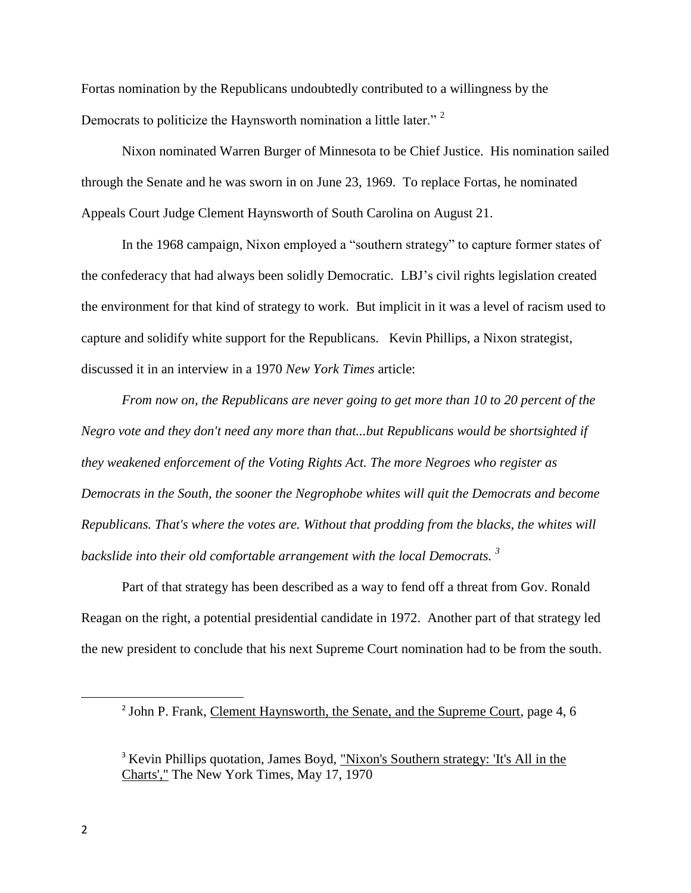Fortas nomination by the Republicans undoubtedly contributed to a willingness by the Democrats to politicize the Haynsworth nomination a little later." [2]

Nixon nominated Warren Burger of Minnesota to be Chief Justice. His nomination sailed through the Senate and he was sworn in on June 23, 1969. To replace Fortas, he nominated Appeals Court Judge Clement Haynsworth of South Carolina on August 21.

In the 1968 campaign, Nixon employed a "southern strategy" to capture former states of the confederacy that had always been solidly Democratic. LBJ's civil rights legislation created the environment for that kind of strategy to work. But implicit in it was a level of racism used to capture and solidify white support for the Republicans. Kevin Phillips, a Nixon strategist, discussed it in an interview in a 1970 *New York Times* article:

*From now on, the Republicans are never going to get more than 10 to 20 percent of the Negro vote and they don't need any more than that...but Republicans would be shortsighted if they weakened enforcement of the Voting Rights Act. The more Negroes who register as Democrats in the South, the sooner the Negrophobe whites will quit the Democrats and become Republicans. That's where the votes are. Without that prodding from the blacks, the whites will backslide into their old comfortable arrangement with the local Democrats.* [3]

Part of that strategy has been described as a way to fend off a threat from Gov. Ronald Reagan on the right, a potential presidential candidate in 1972. Another part of that strategy led the new president to conclude that his next Supreme Court nomination had to be from the south.

---

[2] John P. Frank, Clement Haynsworth, the Senate, and the Supreme Court, page 4, 6

[3] Kevin Phillips quotation, James Boyd, "Nixon's Southern strategy: 'It's All in the Charts'," The New York Times, May 17, 1970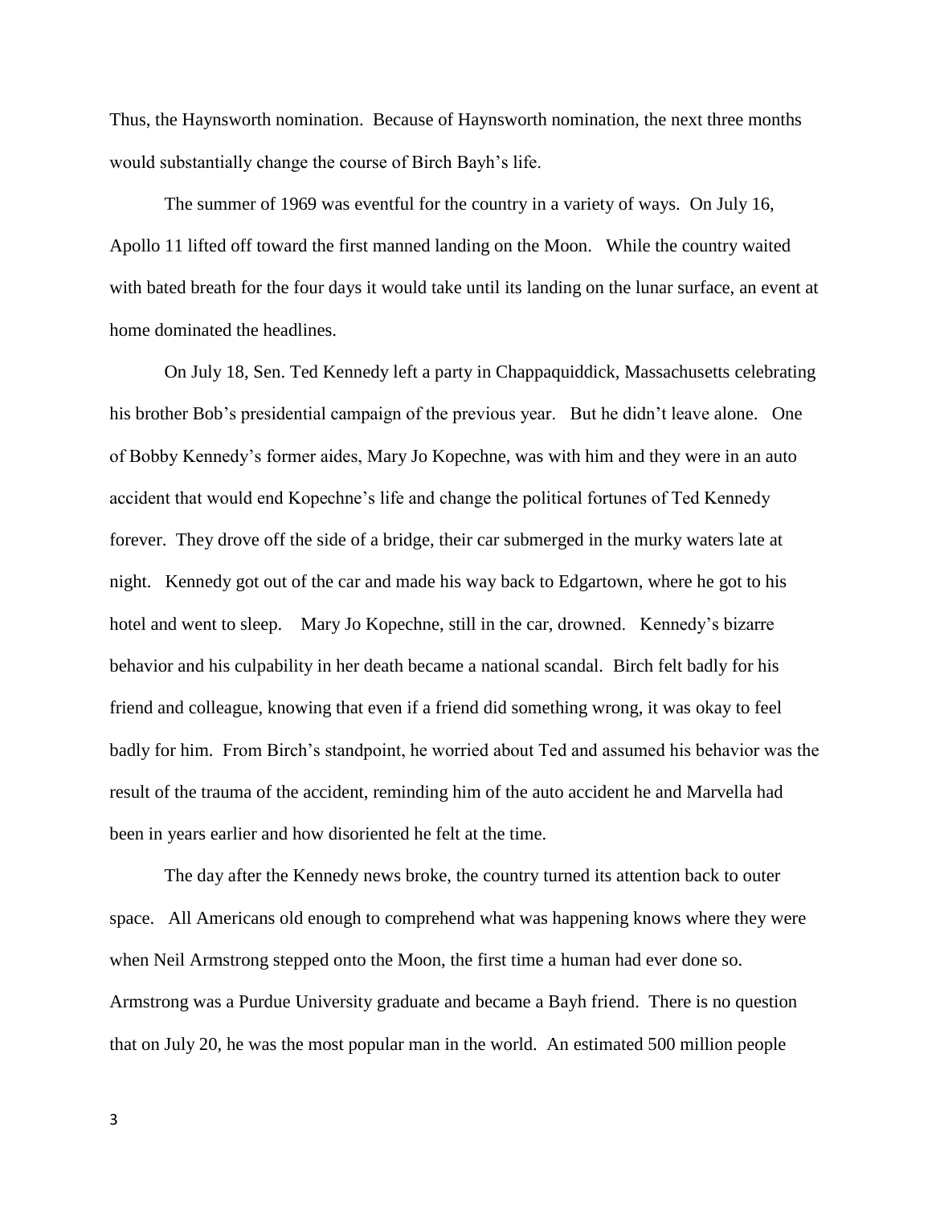Thus, the Haynsworth nomination. Because of Haynsworth nomination, the next three months would substantially change the course of Birch Bayh's life.

The summer of 1969 was eventful for the country in a variety of ways. On July 16, Apollo 11 lifted off toward the first manned landing on the Moon. While the country waited with bated breath for the four days it would take until its landing on the lunar surface, an event at home dominated the headlines.

On July 18, Sen. Ted Kennedy left a party in Chappaquiddick, Massachusetts celebrating his brother Bob's presidential campaign of the previous year. But he didn't leave alone. One of Bobby Kennedy's former aides, Mary Jo Kopechne, was with him and they were in an auto accident that would end Kopechne's life and change the political fortunes of Ted Kennedy forever. They drove off the side of a bridge, their car submerged in the murky waters late at night. Kennedy got out of the car and made his way back to Edgartown, where he got to his hotel and went to sleep. Mary Jo Kopechne, still in the car, drowned. Kennedy's bizarre behavior and his culpability in her death became a national scandal. Birch felt badly for his friend and colleague, knowing that even if a friend did something wrong, it was okay to feel badly for him. From Birch's standpoint, he worried about Ted and assumed his behavior was the result of the trauma of the accident, reminding him of the auto accident he and Marvella had been in years earlier and how disoriented he felt at the time.

The day after the Kennedy news broke, the country turned its attention back to outer space. All Americans old enough to comprehend what was happening knows where they were when Neil Armstrong stepped onto the Moon, the first time a human had ever done so. Armstrong was a Purdue University graduate and became a Bayh friend. There is no question that on July 20, he was the most popular man in the world. An estimated 500 million people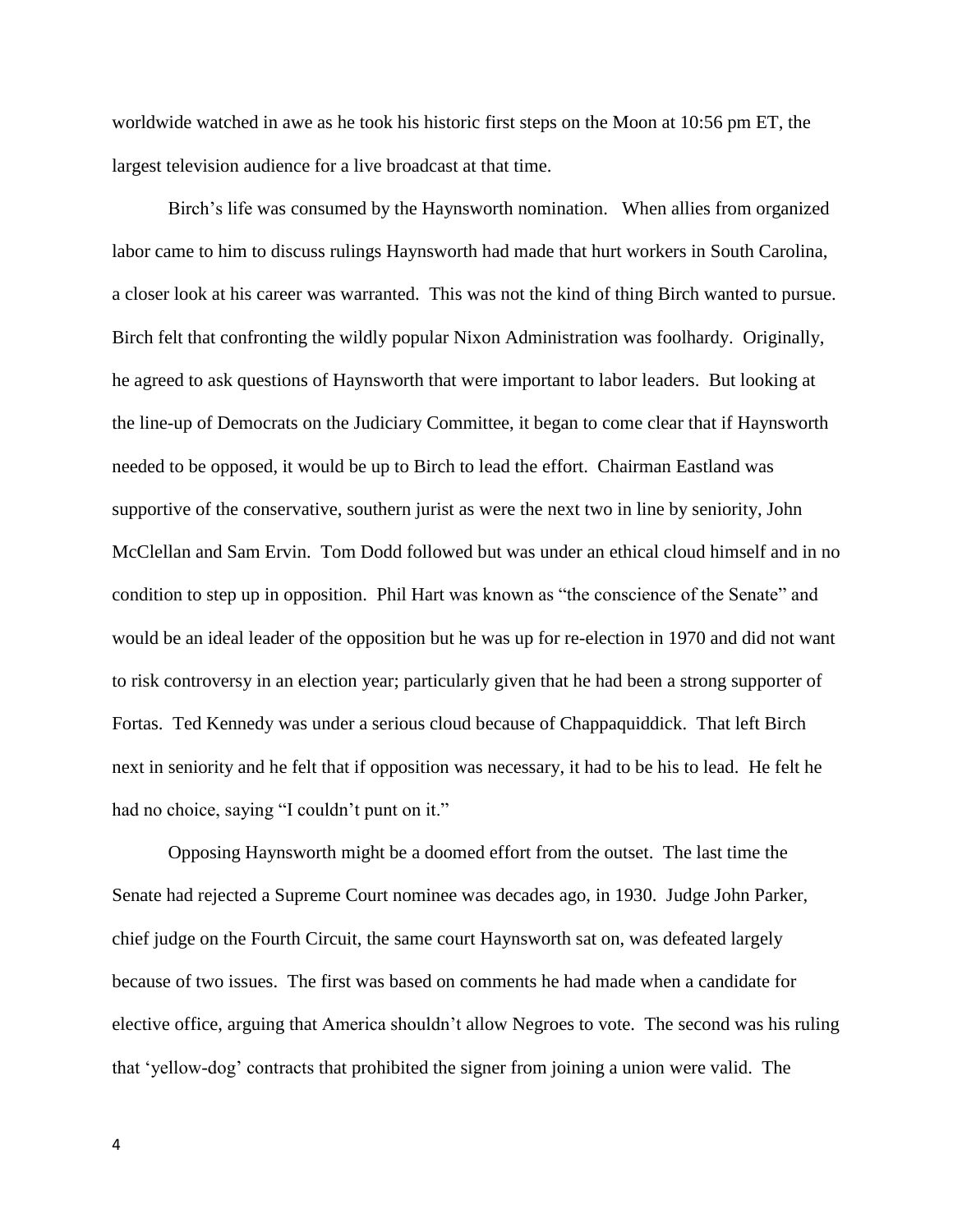worldwide watched in awe as he took his historic first steps on the Moon at 10:56 pm ET, the largest television audience for a live broadcast at that time.

Birch's life was consumed by the Haynsworth nomination. When allies from organized labor came to him to discuss rulings Haynsworth had made that hurt workers in South Carolina, a closer look at his career was warranted. This was not the kind of thing Birch wanted to pursue. Birch felt that confronting the wildly popular Nixon Administration was foolhardy. Originally, he agreed to ask questions of Haynsworth that were important to labor leaders. But looking at the line-up of Democrats on the Judiciary Committee, it began to come clear that if Haynsworth needed to be opposed, it would be up to Birch to lead the effort. Chairman Eastland was supportive of the conservative, southern jurist as were the next two in line by seniority, John McClellan and Sam Ervin. Tom Dodd followed but was under an ethical cloud himself and in no condition to step up in opposition. Phil Hart was known as "the conscience of the Senate" and would be an ideal leader of the opposition but he was up for re-election in 1970 and did not want to risk controversy in an election year; particularly given that he had been a strong supporter of Fortas. Ted Kennedy was under a serious cloud because of Chappaquiddick. That left Birch next in seniority and he felt that if opposition was necessary, it had to be his to lead. He felt he had no choice, saying "I couldn't punt on it."

Opposing Haynsworth might be a doomed effort from the outset. The last time the Senate had rejected a Supreme Court nominee was decades ago, in 1930. Judge John Parker, chief judge on the Fourth Circuit, the same court Haynsworth sat on, was defeated largely because of two issues. The first was based on comments he had made when a candidate for elective office, arguing that America shouldn't allow Negroes to vote. The second was his ruling that 'yellow-dog' contracts that prohibited the signer from joining a union were valid. The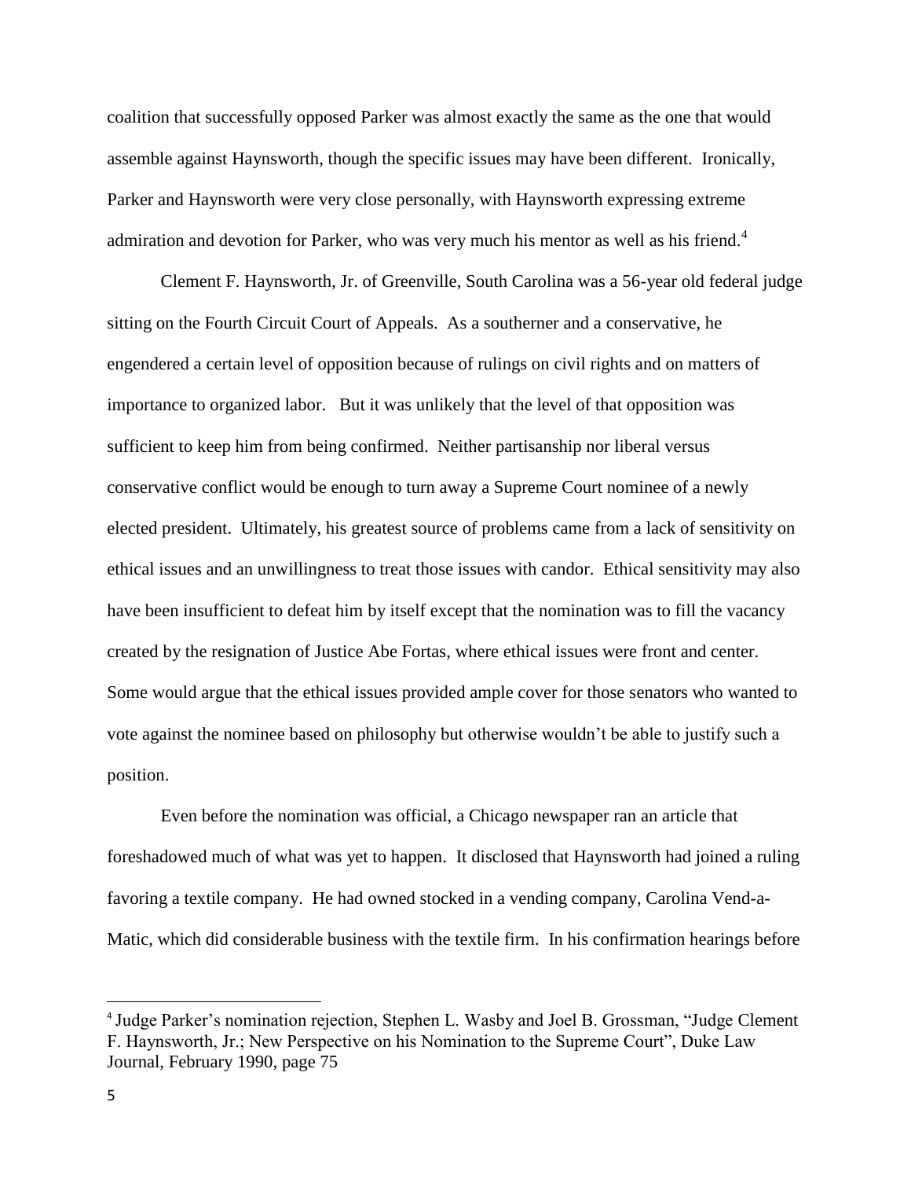coalition that successfully opposed Parker was almost exactly the same as the one that would assemble against Haynsworth, though the specific issues may have been different. Ironically, Parker and Haynsworth were very close personally, with Haynsworth expressing extreme admiration and devotion for Parker, who was very much his mentor as well as his friend.[4]

Clement F. Haynsworth, Jr. of Greenville, South Carolina was a 56-year old federal judge sitting on the Fourth Circuit Court of Appeals. As a southerner and a conservative, he engendered a certain level of opposition because of rulings on civil rights and on matters of importance to organized labor. But it was unlikely that the level of that opposition was sufficient to keep him from being confirmed. Neither partisanship nor liberal versus conservative conflict would be enough to turn away a Supreme Court nominee of a newly elected president. Ultimately, his greatest source of problems came from a lack of sensitivity on ethical issues and an unwillingness to treat those issues with candor. Ethical sensitivity may also have been insufficient to defeat him by itself except that the nomination was to fill the vacancy created by the resignation of Justice Abe Fortas, where ethical issues were front and center. Some would argue that the ethical issues provided ample cover for those senators who wanted to vote against the nominee based on philosophy but otherwise wouldn't be able to justify such a position.

Even before the nomination was official, a Chicago newspaper ran an article that foreshadowed much of what was yet to happen. It disclosed that Haynsworth had joined a ruling favoring a textile company. He had owned stocked in a vending company, Carolina Vend-a-Matic, which did considerable business with the textile firm. In his confirmation hearings before

---

[4] Judge Parker's nomination rejection, Stephen L. Wasby and Joel B. Grossman, "Judge Clement F. Haynsworth, Jr.; New Perspective on his Nomination to the Supreme Court", Duke Law Journal, February 1990, page 75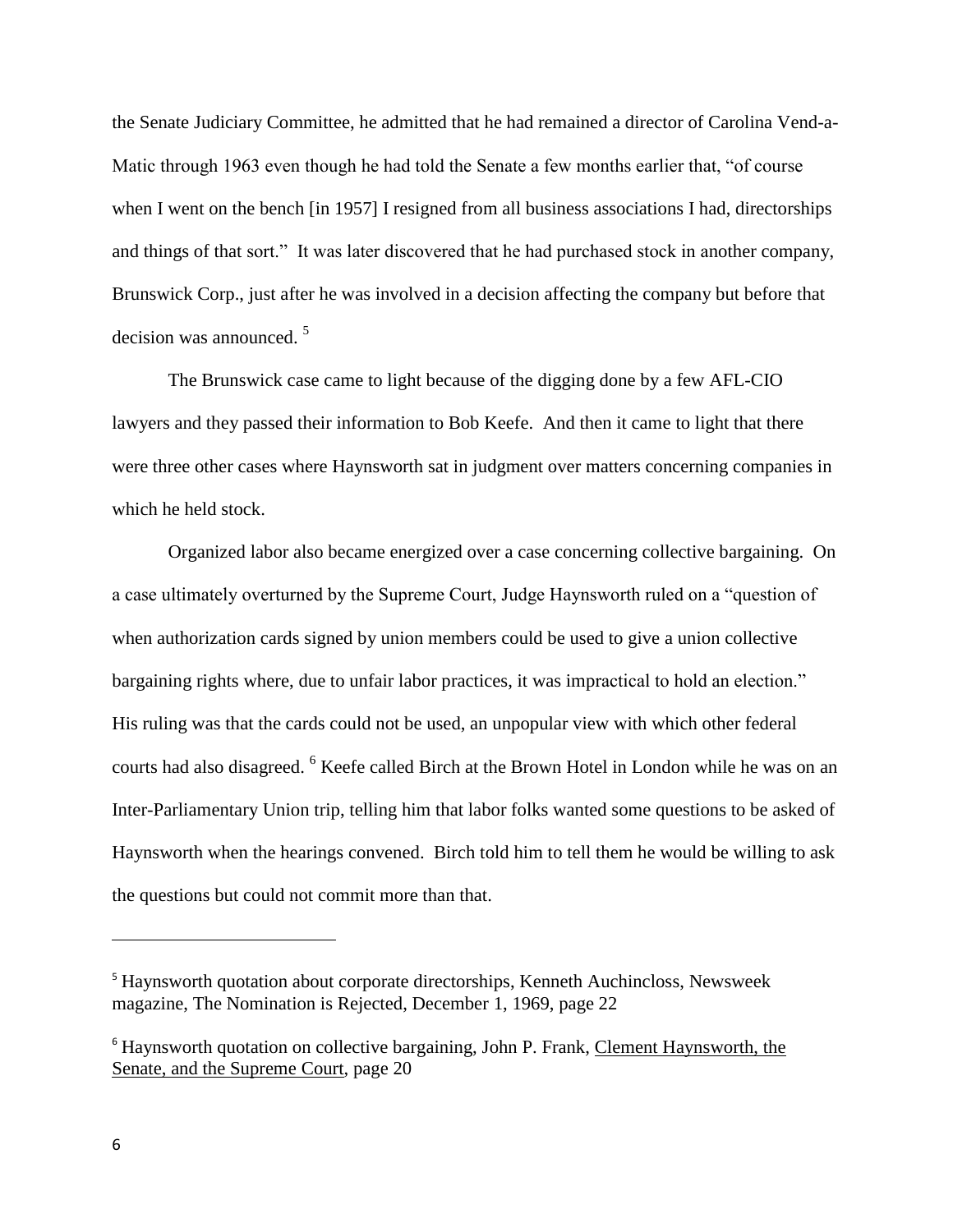the Senate Judiciary Committee, he admitted that he had remained a director of Carolina Vend-a-Matic through 1963 even though he had told the Senate a few months earlier that, "of course when I went on the bench [in 1957] I resigned from all business associations I had, directorships and things of that sort." It was later discovered that he had purchased stock in another company, Brunswick Corp., just after he was involved in a decision affecting the company but before that decision was announced. [5]

The Brunswick case came to light because of the digging done by a few AFL-CIO lawyers and they passed their information to Bob Keefe. And then it came to light that there were three other cases where Haynsworth sat in judgment over matters concerning companies in which he held stock.

Organized labor also became energized over a case concerning collective bargaining. On a case ultimately overturned by the Supreme Court, Judge Haynsworth ruled on a "question of when authorization cards signed by union members could be used to give a union collective bargaining rights where, due to unfair labor practices, it was impractical to hold an election." His ruling was that the cards could not be used, an unpopular view with which other federal courts had also disagreed. [6] Keefe called Birch at the Brown Hotel in London while he was on an Inter-Parliamentary Union trip, telling him that labor folks wanted some questions to be asked of Haynsworth when the hearings convened. Birch told him to tell them he would be willing to ask the questions but could not commit more than that.

---

[5] Haynsworth quotation about corporate directorships, Kenneth Auchincloss, Newsweek magazine, The Nomination is Rejected, December 1, 1969, page 22

[6] Haynsworth quotation on collective bargaining, John P. Frank, Clement Haynsworth, the Senate, and the Supreme Court, page 20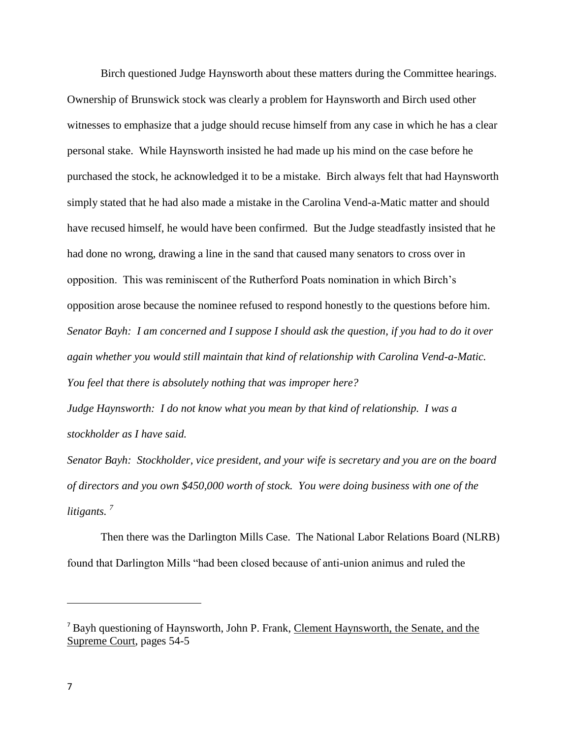Birch questioned Judge Haynsworth about these matters during the Committee hearings. Ownership of Brunswick stock was clearly a problem for Haynsworth and Birch used other witnesses to emphasize that a judge should recuse himself from any case in which he has a clear personal stake. While Haynsworth insisted he had made up his mind on the case before he purchased the stock, he acknowledged it to be a mistake. Birch always felt that had Haynsworth simply stated that he had also made a mistake in the Carolina Vend-a-Matic matter and should have recused himself, he would have been confirmed. But the Judge steadfastly insisted that he had done no wrong, drawing a line in the sand that caused many senators to cross over in opposition. This was reminiscent of the Rutherford Poats nomination in which Birch's opposition arose because the nominee refused to respond honestly to the questions before him.

*Senator Bayh: I am concerned and I suppose I should ask the question, if you had to do it over again whether you would still maintain that kind of relationship with Carolina Vend-a-Matic. You feel that there is absolutely nothing that was improper here?*

*Judge Haynsworth: I do not know what you mean by that kind of relationship. I was a stockholder as I have said.*

*Senator Bayh: Stockholder, vice president, and your wife is secretary and you are on the board of directors and you own $450,000 worth of stock. You were doing business with one of the litigants.* [7]

Then there was the Darlington Mills Case. The National Labor Relations Board (NLRB) found that Darlington Mills "had been closed because of anti-union animus and ruled the

---

[7] Bayh questioning of Haynsworth, John P. Frank, Clement Haynsworth, the Senate, and the Supreme Court, pages 54-5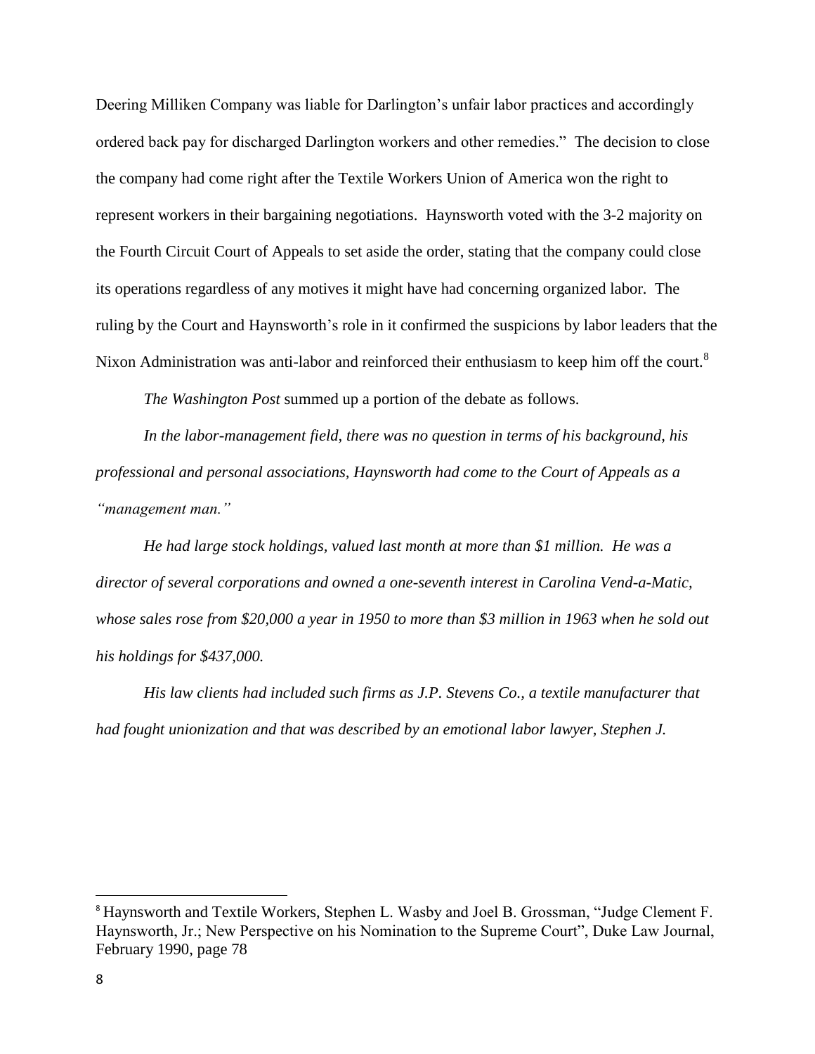Deering Milliken Company was liable for Darlington's unfair labor practices and accordingly ordered back pay for discharged Darlington workers and other remedies." The decision to close the company had come right after the Textile Workers Union of America won the right to represent workers in their bargaining negotiations. Haynsworth voted with the 3-2 majority on the Fourth Circuit Court of Appeals to set aside the order, stating that the company could close its operations regardless of any motives it might have had concerning organized labor. The ruling by the Court and Haynsworth's role in it confirmed the suspicions by labor leaders that the Nixon Administration was anti-labor and reinforced their enthusiasm to keep him off the court.[8]

*The Washington Post* summed up a portion of the debate as follows.

*In the labor-management field, there was no question in terms of his background, his professional and personal associations, Haynsworth had come to the Court of Appeals as a "management man."*

*He had large stock holdings, valued last month at more than $1 million. He was a director of several corporations and owned a one-seventh interest in Carolina Vend-a-Matic, whose sales rose from $20,000 a year in 1950 to more than $3 million in 1963 when he sold out his holdings for $437,000.*

*His law clients had included such firms as J.P. Stevens Co., a textile manufacturer that had fought unionization and that was described by an emotional labor lawyer, Stephen J.*

---

[8] Haynsworth and Textile Workers, Stephen L. Wasby and Joel B. Grossman, "Judge Clement F. Haynsworth, Jr.; New Perspective on his Nomination to the Supreme Court", Duke Law Journal, February 1990, page 78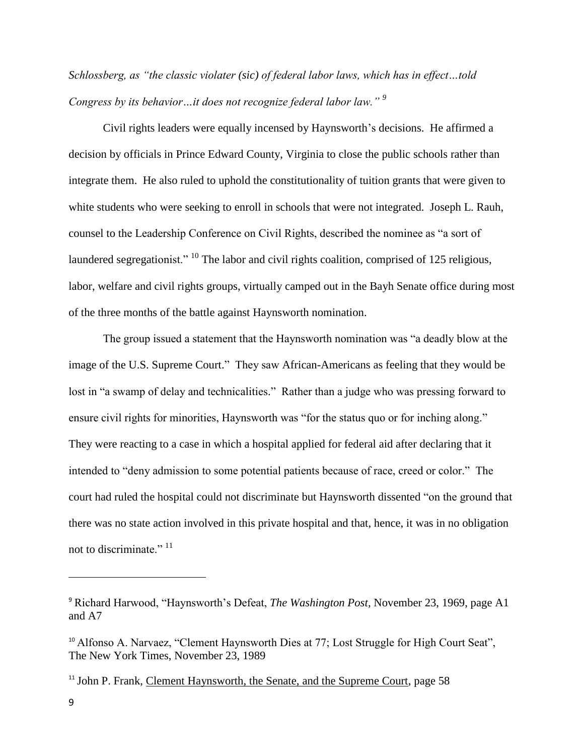*Schlossberg, as "the classic violater (sic) of federal labor laws, which has in effect…told Congress by its behavior…it does not recognize federal labor law."* [9]

Civil rights leaders were equally incensed by Haynsworth's decisions. He affirmed a decision by officials in Prince Edward County, Virginia to close the public schools rather than integrate them. He also ruled to uphold the constitutionality of tuition grants that were given to white students who were seeking to enroll in schools that were not integrated. Joseph L. Rauh, counsel to the Leadership Conference on Civil Rights, described the nominee as "a sort of laundered segregationist." [10] The labor and civil rights coalition, comprised of 125 religious, labor, welfare and civil rights groups, virtually camped out in the Bayh Senate office during most of the three months of the battle against Haynsworth nomination.

The group issued a statement that the Haynsworth nomination was "a deadly blow at the image of the U.S. Supreme Court." They saw African-Americans as feeling that they would be lost in "a swamp of delay and technicalities." Rather than a judge who was pressing forward to ensure civil rights for minorities, Haynsworth was "for the status quo or for inching along." They were reacting to a case in which a hospital applied for federal aid after declaring that it intended to "deny admission to some potential patients because of race, creed or color." The court had ruled the hospital could not discriminate but Haynsworth dissented "on the ground that there was no state action involved in this private hospital and that, hence, it was in no obligation not to discriminate." [11]

---

[9] Richard Harwood, "Haynsworth's Defeat, *The Washington Post*, November 23, 1969, page A1 and A7

[10] Alfonso A. Narvaez, "Clement Haynsworth Dies at 77; Lost Struggle for High Court Seat", The New York Times, November 23, 1989

[11] John P. Frank, Clement Haynsworth, the Senate, and the Supreme Court, page 58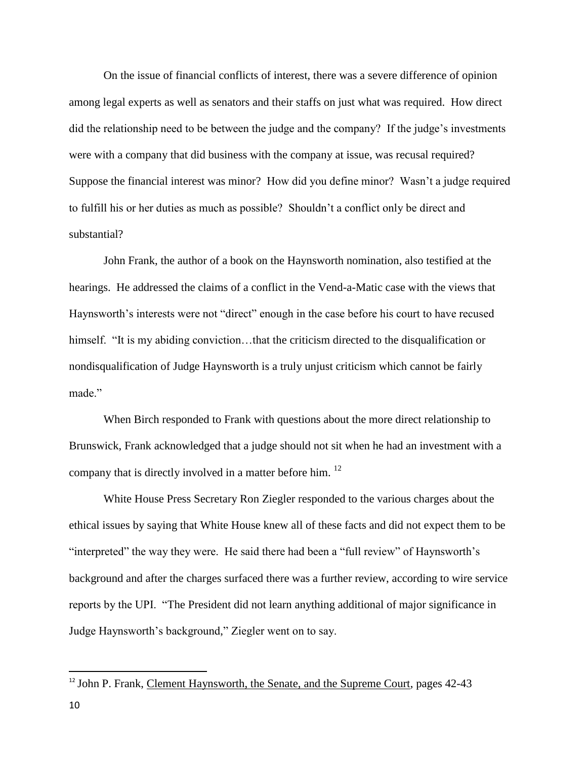On the issue of financial conflicts of interest, there was a severe difference of opinion among legal experts as well as senators and their staffs on just what was required. How direct did the relationship need to be between the judge and the company? If the judge's investments were with a company that did business with the company at issue, was recusal required? Suppose the financial interest was minor? How did you define minor? Wasn't a judge required to fulfill his or her duties as much as possible? Shouldn't a conflict only be direct and substantial?

John Frank, the author of a book on the Haynsworth nomination, also testified at the hearings. He addressed the claims of a conflict in the Vend-a-Matic case with the views that Haynsworth's interests were not "direct" enough in the case before his court to have recused himself. "It is my abiding conviction…that the criticism directed to the disqualification or nondisqualification of Judge Haynsworth is a truly unjust criticism which cannot be fairly made."

When Birch responded to Frank with questions about the more direct relationship to Brunswick, Frank acknowledged that a judge should not sit when he had an investment with a company that is directly involved in a matter before him. [12]

White House Press Secretary Ron Ziegler responded to the various charges about the ethical issues by saying that White House knew all of these facts and did not expect them to be "interpreted" the way they were. He said there had been a "full review" of Haynsworth's background and after the charges surfaced there was a further review, according to wire service reports by the UPI. "The President did not learn anything additional of major significance in Judge Haynsworth's background," Ziegler went on to say.

---

[12] John P. Frank, Clement Haynsworth, the Senate, and the Supreme Court, pages 42-43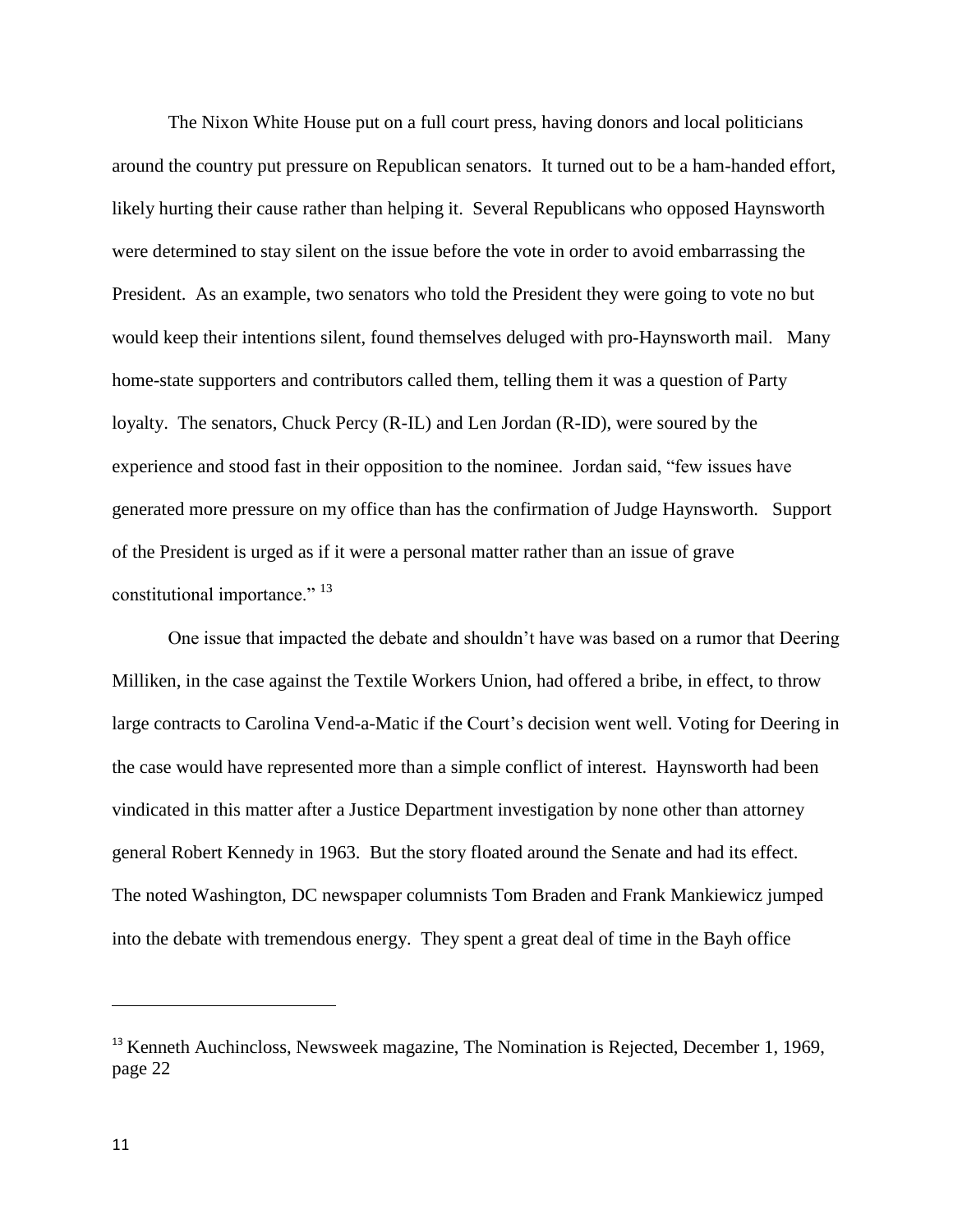The Nixon White House put on a full court press, having donors and local politicians around the country put pressure on Republican senators. It turned out to be a ham-handed effort, likely hurting their cause rather than helping it. Several Republicans who opposed Haynsworth were determined to stay silent on the issue before the vote in order to avoid embarrassing the President. As an example, two senators who told the President they were going to vote no but would keep their intentions silent, found themselves deluged with pro-Haynsworth mail. Many home-state supporters and contributors called them, telling them it was a question of Party loyalty. The senators, Chuck Percy (R-IL) and Len Jordan (R-ID), were soured by the experience and stood fast in their opposition to the nominee. Jordan said, "few issues have generated more pressure on my office than has the confirmation of Judge Haynsworth. Support of the President is urged as if it were a personal matter rather than an issue of grave constitutional importance." [13]

One issue that impacted the debate and shouldn't have was based on a rumor that Deering Milliken, in the case against the Textile Workers Union, had offered a bribe, in effect, to throw large contracts to Carolina Vend-a-Matic if the Court's decision went well. Voting for Deering in the case would have represented more than a simple conflict of interest. Haynsworth had been vindicated in this matter after a Justice Department investigation by none other than attorney general Robert Kennedy in 1963. But the story floated around the Senate and had its effect. The noted Washington, DC newspaper columnists Tom Braden and Frank Mankiewicz jumped into the debate with tremendous energy. They spent a great deal of time in the Bayh office

---

[13] Kenneth Auchincloss, Newsweek magazine, The Nomination is Rejected, December 1, 1969, page 22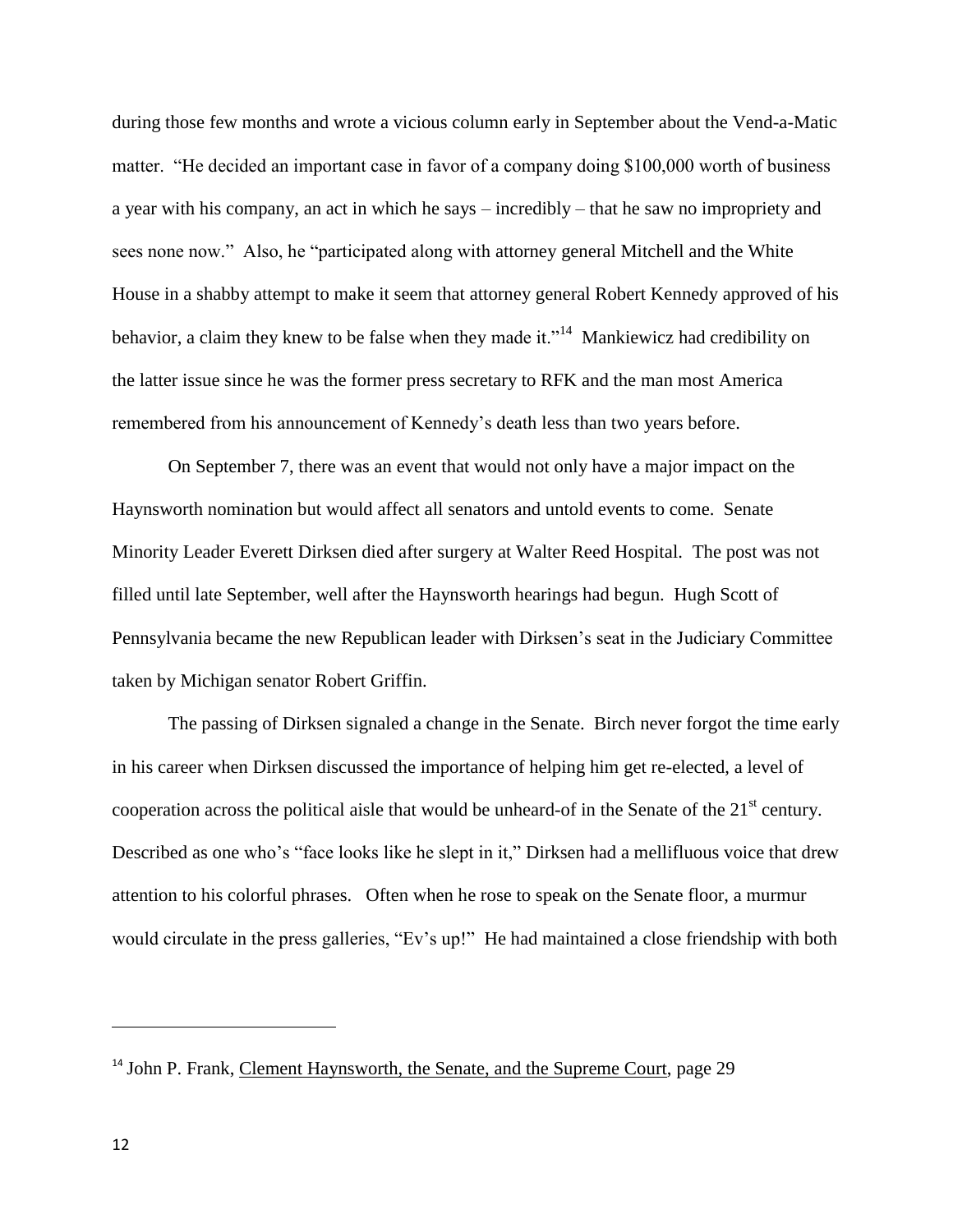during those few months and wrote a vicious column early in September about the Vend-a-Matic matter. "He decided an important case in favor of a company doing $100,000 worth of business a year with his company, an act in which he says – incredibly – that he saw no impropriety and sees none now." Also, he "participated along with attorney general Mitchell and the White House in a shabby attempt to make it seem that attorney general Robert Kennedy approved of his behavior, a claim they knew to be false when they made it."[14] Mankiewicz had credibility on the latter issue since he was the former press secretary to RFK and the man most America remembered from his announcement of Kennedy's death less than two years before.

On September 7, there was an event that would not only have a major impact on the Haynsworth nomination but would affect all senators and untold events to come. Senate Minority Leader Everett Dirksen died after surgery at Walter Reed Hospital. The post was not filled until late September, well after the Haynsworth hearings had begun. Hugh Scott of Pennsylvania became the new Republican leader with Dirksen's seat in the Judiciary Committee taken by Michigan senator Robert Griffin.

The passing of Dirksen signaled a change in the Senate. Birch never forgot the time early in his career when Dirksen discussed the importance of helping him get re-elected, a level of cooperation across the political aisle that would be unheard-of in the Senate of the 21st century. Described as one who's "face looks like he slept in it," Dirksen had a mellifluous voice that drew attention to his colorful phrases. Often when he rose to speak on the Senate floor, a murmur would circulate in the press galleries, "Ev's up!" He had maintained a close friendship with both

---

[14] John P. Frank, Clement Haynsworth, the Senate, and the Supreme Court, page 29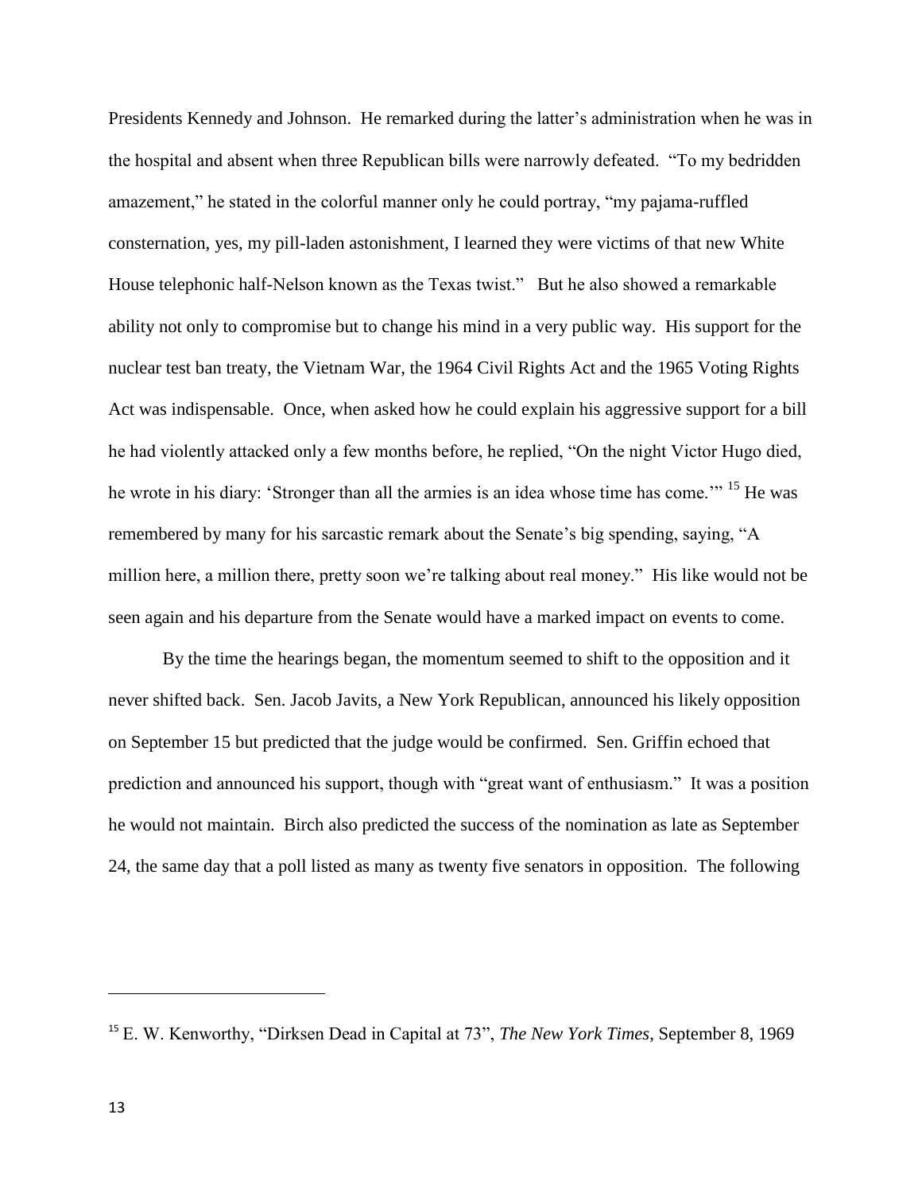Presidents Kennedy and Johnson. He remarked during the latter's administration when he was in the hospital and absent when three Republican bills were narrowly defeated. "To my bedridden amazement," he stated in the colorful manner only he could portray, "my pajama-ruffled consternation, yes, my pill-laden astonishment, I learned they were victims of that new White House telephonic half-Nelson known as the Texas twist." But he also showed a remarkable ability not only to compromise but to change his mind in a very public way. His support for the nuclear test ban treaty, the Vietnam War, the 1964 Civil Rights Act and the 1965 Voting Rights Act was indispensable. Once, when asked how he could explain his aggressive support for a bill he had violently attacked only a few months before, he replied, "On the night Victor Hugo died, he wrote in his diary: 'Stronger than all the armies is an idea whose time has come.'" [15] He was remembered by many for his sarcastic remark about the Senate's big spending, saying, "A million here, a million there, pretty soon we're talking about real money." His like would not be seen again and his departure from the Senate would have a marked impact on events to come.

By the time the hearings began, the momentum seemed to shift to the opposition and it never shifted back. Sen. Jacob Javits, a New York Republican, announced his likely opposition on September 15 but predicted that the judge would be confirmed. Sen. Griffin echoed that prediction and announced his support, though with "great want of enthusiasm." It was a position he would not maintain. Birch also predicted the success of the nomination as late as September 24, the same day that a poll listed as many as twenty five senators in opposition. The following

---

[15] E. W. Kenworthy, "Dirksen Dead in Capital at 73", *The New York Times*, September 8, 1969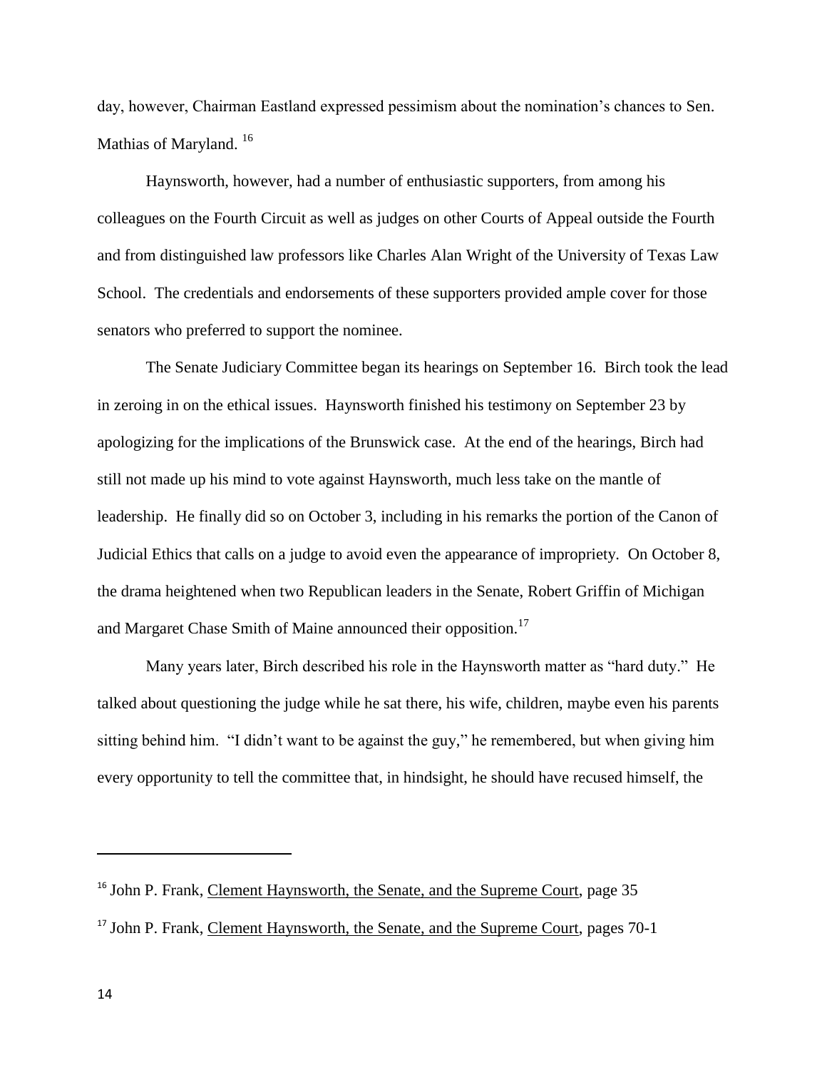day, however, Chairman Eastland expressed pessimism about the nomination's chances to Sen. Mathias of Maryland. [16]

Haynsworth, however, had a number of enthusiastic supporters, from among his colleagues on the Fourth Circuit as well as judges on other Courts of Appeal outside the Fourth and from distinguished law professors like Charles Alan Wright of the University of Texas Law School. The credentials and endorsements of these supporters provided ample cover for those senators who preferred to support the nominee.

The Senate Judiciary Committee began its hearings on September 16. Birch took the lead in zeroing in on the ethical issues. Haynsworth finished his testimony on September 23 by apologizing for the implications of the Brunswick case. At the end of the hearings, Birch had still not made up his mind to vote against Haynsworth, much less take on the mantle of leadership. He finally did so on October 3, including in his remarks the portion of the Canon of Judicial Ethics that calls on a judge to avoid even the appearance of impropriety. On October 8, the drama heightened when two Republican leaders in the Senate, Robert Griffin of Michigan and Margaret Chase Smith of Maine announced their opposition.[17]

Many years later, Birch described his role in the Haynsworth matter as "hard duty." He talked about questioning the judge while he sat there, his wife, children, maybe even his parents sitting behind him. "I didn't want to be against the guy," he remembered, but when giving him every opportunity to tell the committee that, in hindsight, he should have recused himself, the

---

[16] John P. Frank, Clement Haynsworth, the Senate, and the Supreme Court, page 35

[17] John P. Frank, Clement Haynsworth, the Senate, and the Supreme Court, pages 70-1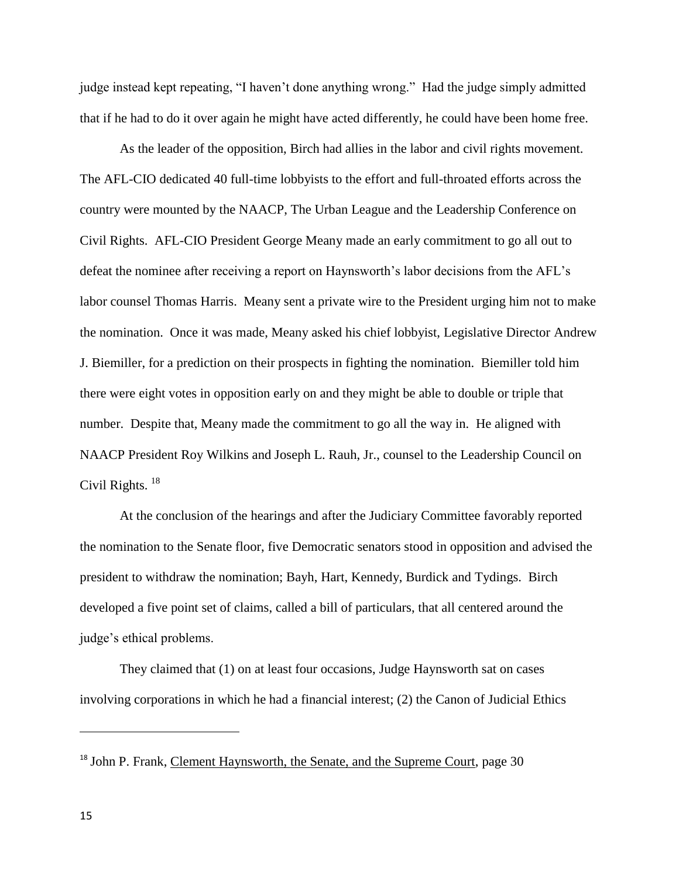judge instead kept repeating, "I haven't done anything wrong." Had the judge simply admitted that if he had to do it over again he might have acted differently, he could have been home free.

As the leader of the opposition, Birch had allies in the labor and civil rights movement. The AFL-CIO dedicated 40 full-time lobbyists to the effort and full-throated efforts across the country were mounted by the NAACP, The Urban League and the Leadership Conference on Civil Rights. AFL-CIO President George Meany made an early commitment to go all out to defeat the nominee after receiving a report on Haynsworth's labor decisions from the AFL's labor counsel Thomas Harris. Meany sent a private wire to the President urging him not to make the nomination. Once it was made, Meany asked his chief lobbyist, Legislative Director Andrew J. Biemiller, for a prediction on their prospects in fighting the nomination. Biemiller told him there were eight votes in opposition early on and they might be able to double or triple that number. Despite that, Meany made the commitment to go all the way in. He aligned with NAACP President Roy Wilkins and Joseph L. Rauh, Jr., counsel to the Leadership Council on Civil Rights. [18]

At the conclusion of the hearings and after the Judiciary Committee favorably reported the nomination to the Senate floor, five Democratic senators stood in opposition and advised the president to withdraw the nomination; Bayh, Hart, Kennedy, Burdick and Tydings. Birch developed a five point set of claims, called a bill of particulars, that all centered around the judge's ethical problems.

They claimed that (1) on at least four occasions, Judge Haynsworth sat on cases involving corporations in which he had a financial interest; (2) the Canon of Judicial Ethics

---

[18] John P. Frank, Clement Haynsworth, the Senate, and the Supreme Court, page 30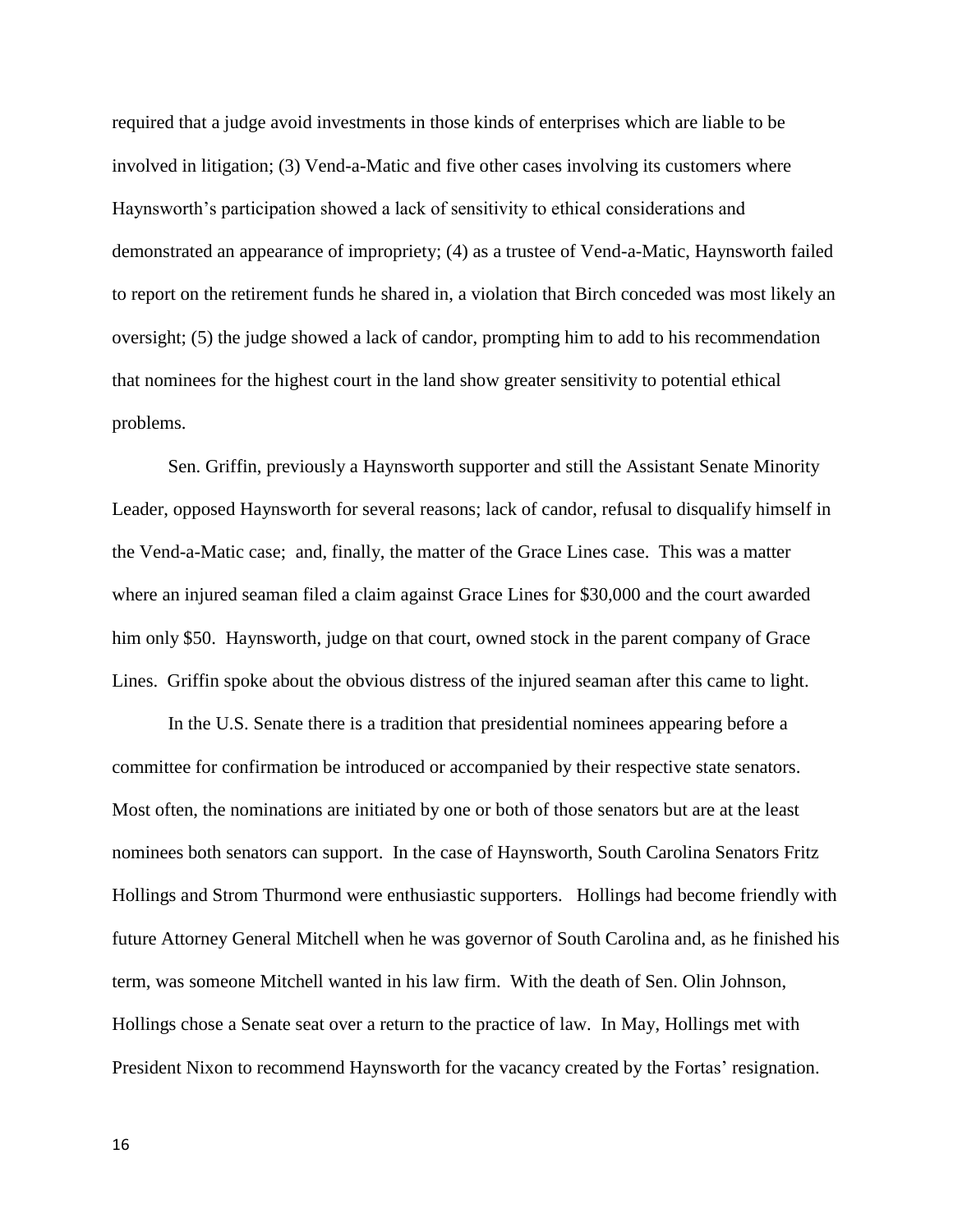required that a judge avoid investments in those kinds of enterprises which are liable to be involved in litigation; (3) Vend-a-Matic and five other cases involving its customers where Haynsworth's participation showed a lack of sensitivity to ethical considerations and demonstrated an appearance of impropriety; (4) as a trustee of Vend-a-Matic, Haynsworth failed to report on the retirement funds he shared in, a violation that Birch conceded was most likely an oversight; (5) the judge showed a lack of candor, prompting him to add to his recommendation that nominees for the highest court in the land show greater sensitivity to potential ethical problems.

Sen. Griffin, previously a Haynsworth supporter and still the Assistant Senate Minority Leader, opposed Haynsworth for several reasons; lack of candor, refusal to disqualify himself in the Vend-a-Matic case; and, finally, the matter of the Grace Lines case. This was a matter where an injured seaman filed a claim against Grace Lines for $30,000 and the court awarded him only $50. Haynsworth, judge on that court, owned stock in the parent company of Grace Lines. Griffin spoke about the obvious distress of the injured seaman after this came to light.

In the U.S. Senate there is a tradition that presidential nominees appearing before a committee for confirmation be introduced or accompanied by their respective state senators. Most often, the nominations are initiated by one or both of those senators but are at the least nominees both senators can support. In the case of Haynsworth, South Carolina Senators Fritz Hollings and Strom Thurmond were enthusiastic supporters. Hollings had become friendly with future Attorney General Mitchell when he was governor of South Carolina and, as he finished his term, was someone Mitchell wanted in his law firm. With the death of Sen. Olin Johnson, Hollings chose a Senate seat over a return to the practice of law. In May, Hollings met with President Nixon to recommend Haynsworth for the vacancy created by the Fortas' resignation.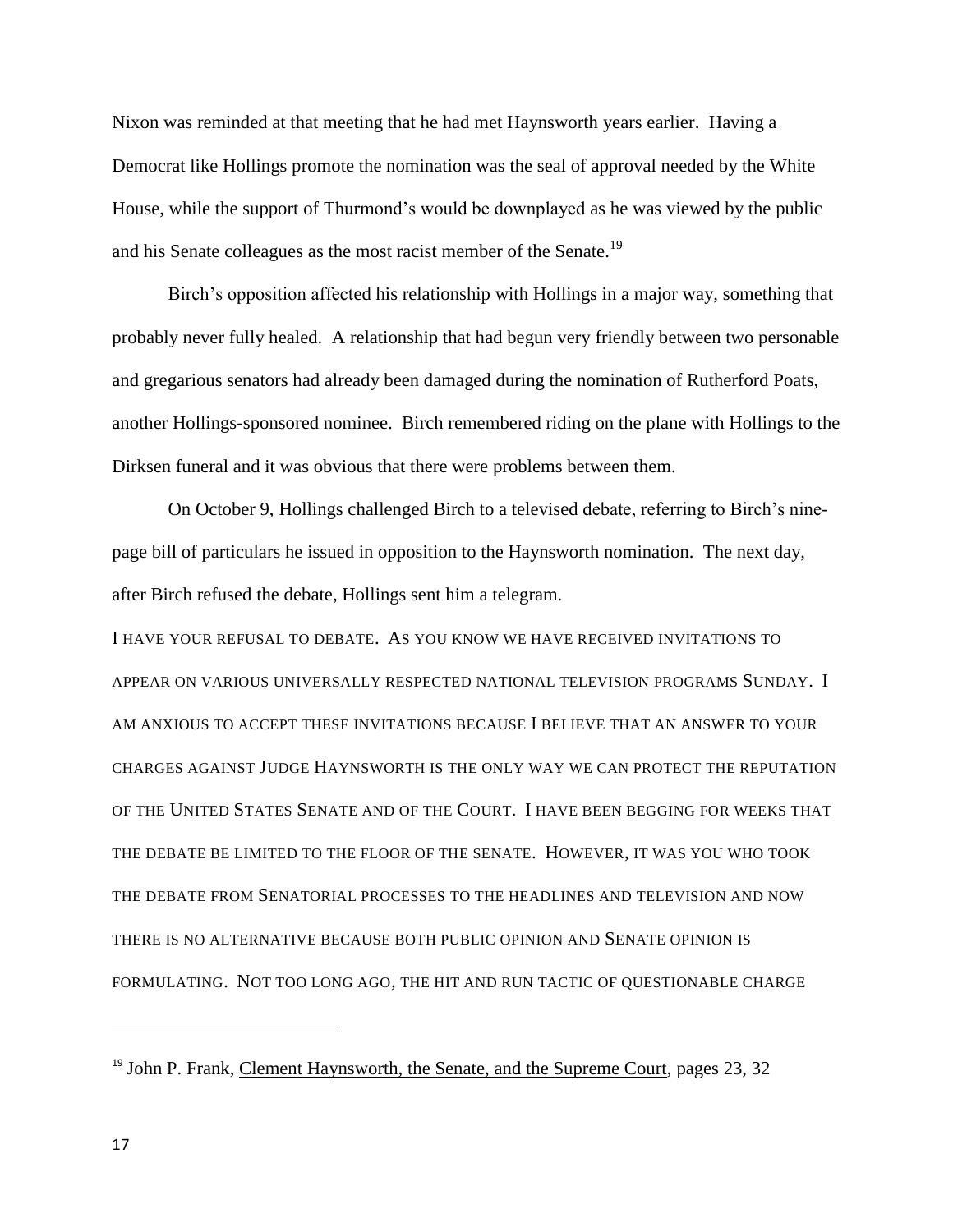Nixon was reminded at that meeting that he had met Haynsworth years earlier. Having a Democrat like Hollings promote the nomination was the seal of approval needed by the White House, while the support of Thurmond's would be downplayed as he was viewed by the public and his Senate colleagues as the most racist member of the Senate.[19]

Birch's opposition affected his relationship with Hollings in a major way, something that probably never fully healed. A relationship that had begun very friendly between two personable and gregarious senators had already been damaged during the nomination of Rutherford Poats, another Hollings-sponsored nominee. Birch remembered riding on the plane with Hollings to the Dirksen funeral and it was obvious that there were problems between them.

On October 9, Hollings challenged Birch to a televised debate, referring to Birch's nine-page bill of particulars he issued in opposition to the Haynsworth nomination. The next day, after Birch refused the debate, Hollings sent him a telegram.

I HAVE YOUR REFUSAL TO DEBATE. AS YOU KNOW WE HAVE RECEIVED INVITATIONS TO APPEAR ON VARIOUS UNIVERSALLY RESPECTED NATIONAL TELEVISION PROGRAMS SUNDAY. I AM ANXIOUS TO ACCEPT THESE INVITATIONS BECAUSE I BELIEVE THAT AN ANSWER TO YOUR CHARGES AGAINST JUDGE HAYNSWORTH IS THE ONLY WAY WE CAN PROTECT THE REPUTATION OF THE UNITED STATES SENATE AND OF THE COURT. I HAVE BEEN BEGGING FOR WEEKS THAT THE DEBATE BE LIMITED TO THE FLOOR OF THE SENATE. HOWEVER, IT WAS YOU WHO TOOK THE DEBATE FROM SENATORIAL PROCESSES TO THE HEADLINES AND TELEVISION AND NOW THERE IS NO ALTERNATIVE BECAUSE BOTH PUBLIC OPINION AND SENATE OPINION IS FORMULATING. NOT TOO LONG AGO, THE HIT AND RUN TACTIC OF QUESTIONABLE CHARGE

---

[19] John P. Frank, Clement Haynsworth, the Senate, and the Supreme Court, pages 23, 32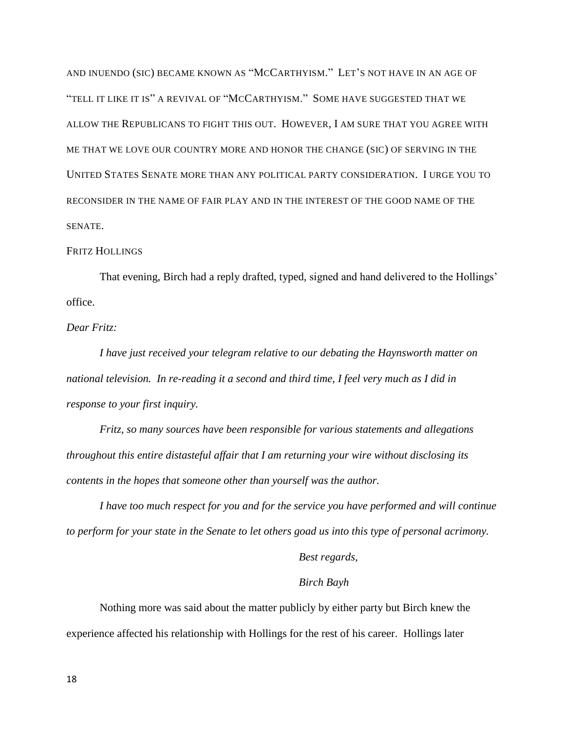AND INUENDO (SIC) BECAME KNOWN AS "MCCARTHYISM." LET'S NOT HAVE IN AN AGE OF "TELL IT LIKE IT IS" A REVIVAL OF "MCCARTHYISM." SOME HAVE SUGGESTED THAT WE ALLOW THE REPUBLICANS TO FIGHT THIS OUT. HOWEVER, I AM SURE THAT YOU AGREE WITH ME THAT WE LOVE OUR COUNTRY MORE AND HONOR THE CHANGE (SIC) OF SERVING IN THE UNITED STATES SENATE MORE THAN ANY POLITICAL PARTY CONSIDERATION. I URGE YOU TO RECONSIDER IN THE NAME OF FAIR PLAY AND IN THE INTEREST OF THE GOOD NAME OF THE SENATE.

FRITZ HOLLINGS

That evening, Birch had a reply drafted, typed, signed and hand delivered to the Hollings' office.

*Dear Fritz:*

*I have just received your telegram relative to our debating the Haynsworth matter on national television. In re-reading it a second and third time, I feel very much as I did in response to your first inquiry.*

*Fritz, so many sources have been responsible for various statements and allegations throughout this entire distasteful affair that I am returning your wire without disclosing its contents in the hopes that someone other than yourself was the author.*

*I have too much respect for you and for the service you have performed and will continue to perform for your state in the Senate to let others goad us into this type of personal acrimony.*

*Best regards,*

*Birch Bayh*

Nothing more was said about the matter publicly by either party but Birch knew the experience affected his relationship with Hollings for the rest of his career. Hollings later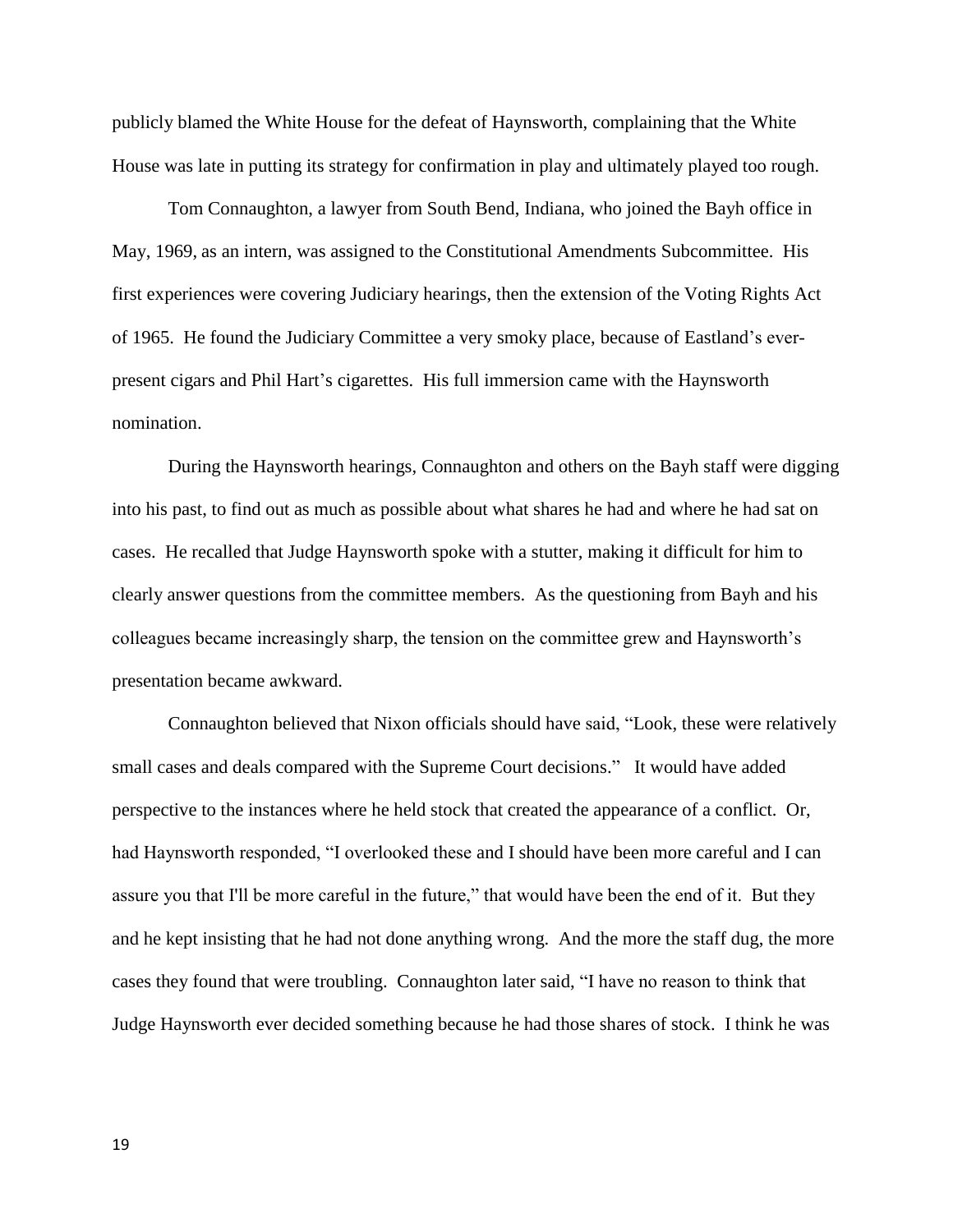publicly blamed the White House for the defeat of Haynsworth, complaining that the White House was late in putting its strategy for confirmation in play and ultimately played too rough.

Tom Connaughton, a lawyer from South Bend, Indiana, who joined the Bayh office in May, 1969, as an intern, was assigned to the Constitutional Amendments Subcommittee. His first experiences were covering Judiciary hearings, then the extension of the Voting Rights Act of 1965. He found the Judiciary Committee a very smoky place, because of Eastland's ever-present cigars and Phil Hart's cigarettes. His full immersion came with the Haynsworth nomination.

During the Haynsworth hearings, Connaughton and others on the Bayh staff were digging into his past, to find out as much as possible about what shares he had and where he had sat on cases. He recalled that Judge Haynsworth spoke with a stutter, making it difficult for him to clearly answer questions from the committee members. As the questioning from Bayh and his colleagues became increasingly sharp, the tension on the committee grew and Haynsworth's presentation became awkward.

Connaughton believed that Nixon officials should have said, "Look, these were relatively small cases and deals compared with the Supreme Court decisions." It would have added perspective to the instances where he held stock that created the appearance of a conflict. Or, had Haynsworth responded, "I overlooked these and I should have been more careful and I can assure you that I'll be more careful in the future," that would have been the end of it. But they and he kept insisting that he had not done anything wrong. And the more the staff dug, the more cases they found that were troubling. Connaughton later said, "I have no reason to think that Judge Haynsworth ever decided something because he had those shares of stock. I think he was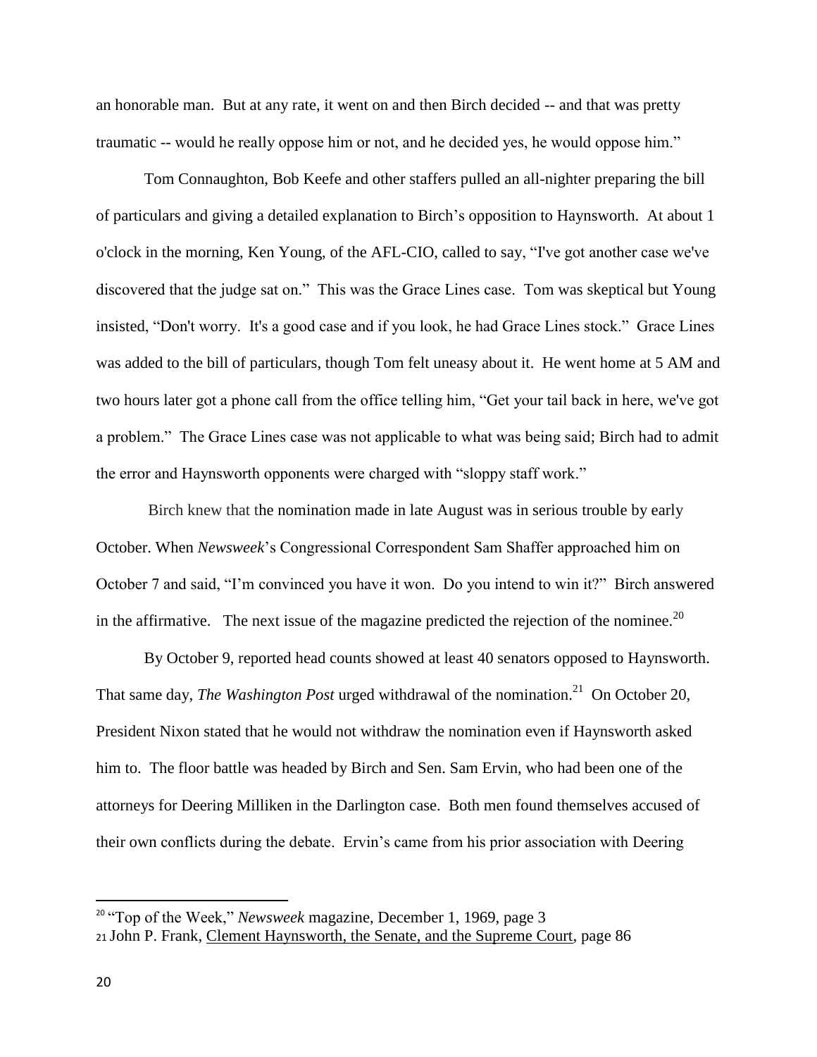an honorable man. But at any rate, it went on and then Birch decided -- and that was pretty traumatic -- would he really oppose him or not, and he decided yes, he would oppose him."

Tom Connaughton, Bob Keefe and other staffers pulled an all-nighter preparing the bill of particulars and giving a detailed explanation to Birch's opposition to Haynsworth. At about 1 o'clock in the morning, Ken Young, of the AFL-CIO, called to say, "I've got another case we've discovered that the judge sat on." This was the Grace Lines case. Tom was skeptical but Young insisted, "Don't worry. It's a good case and if you look, he had Grace Lines stock." Grace Lines was added to the bill of particulars, though Tom felt uneasy about it. He went home at 5 AM and two hours later got a phone call from the office telling him, "Get your tail back in here, we've got a problem." The Grace Lines case was not applicable to what was being said; Birch had to admit the error and Haynsworth opponents were charged with "sloppy staff work."

Birch knew that the nomination made in late August was in serious trouble by early October. When *Newsweek*'s Congressional Correspondent Sam Shaffer approached him on October 7 and said, "I'm convinced you have it won. Do you intend to win it?" Birch answered in the affirmative. The next issue of the magazine predicted the rejection of the nominee.[20]

By October 9, reported head counts showed at least 40 senators opposed to Haynsworth. That same day, *The Washington Post* urged withdrawal of the nomination.[21] On October 20, President Nixon stated that he would not withdraw the nomination even if Haynsworth asked him to. The floor battle was headed by Birch and Sen. Sam Ervin, who had been one of the attorneys for Deering Milliken in the Darlington case. Both men found themselves accused of their own conflicts during the debate. Ervin's came from his prior association with Deering

---

[20] "Top of the Week," *Newsweek* magazine, December 1, 1969, page 3

[21] John P. Frank, Clement Haynsworth, the Senate, and the Supreme Court, page 86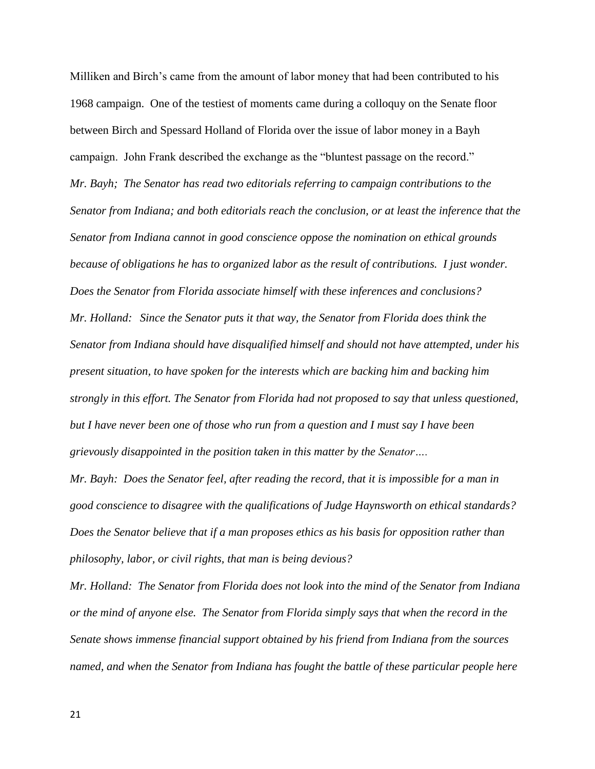Milliken and Birch's came from the amount of labor money that had been contributed to his 1968 campaign. One of the testiest of moments came during a colloquy on the Senate floor between Birch and Spessard Holland of Florida over the issue of labor money in a Bayh campaign. John Frank described the exchange as the "bluntest passage on the record."

*Mr. Bayh; The Senator has read two editorials referring to campaign contributions to the Senator from Indiana; and both editorials reach the conclusion, or at least the inference that the Senator from Indiana cannot in good conscience oppose the nomination on ethical grounds because of obligations he has to organized labor as the result of contributions. I just wonder. Does the Senator from Florida associate himself with these inferences and conclusions?*

*Mr. Holland: Since the Senator puts it that way, the Senator from Florida does think the Senator from Indiana should have disqualified himself and should not have attempted, under his present situation, to have spoken for the interests which are backing him and backing him strongly in this effort. The Senator from Florida had not proposed to say that unless questioned, but I have never been one of those who run from a question and I must say I have been grievously disappointed in the position taken in this matter by the Senator….*

*Mr. Bayh: Does the Senator feel, after reading the record, that it is impossible for a man in good conscience to disagree with the qualifications of Judge Haynsworth on ethical standards? Does the Senator believe that if a man proposes ethics as his basis for opposition rather than philosophy, labor, or civil rights, that man is being devious?*

*Mr. Holland: The Senator from Florida does not look into the mind of the Senator from Indiana or the mind of anyone else. The Senator from Florida simply says that when the record in the Senate shows immense financial support obtained by his friend from Indiana from the sources named, and when the Senator from Indiana has fought the battle of these particular people here*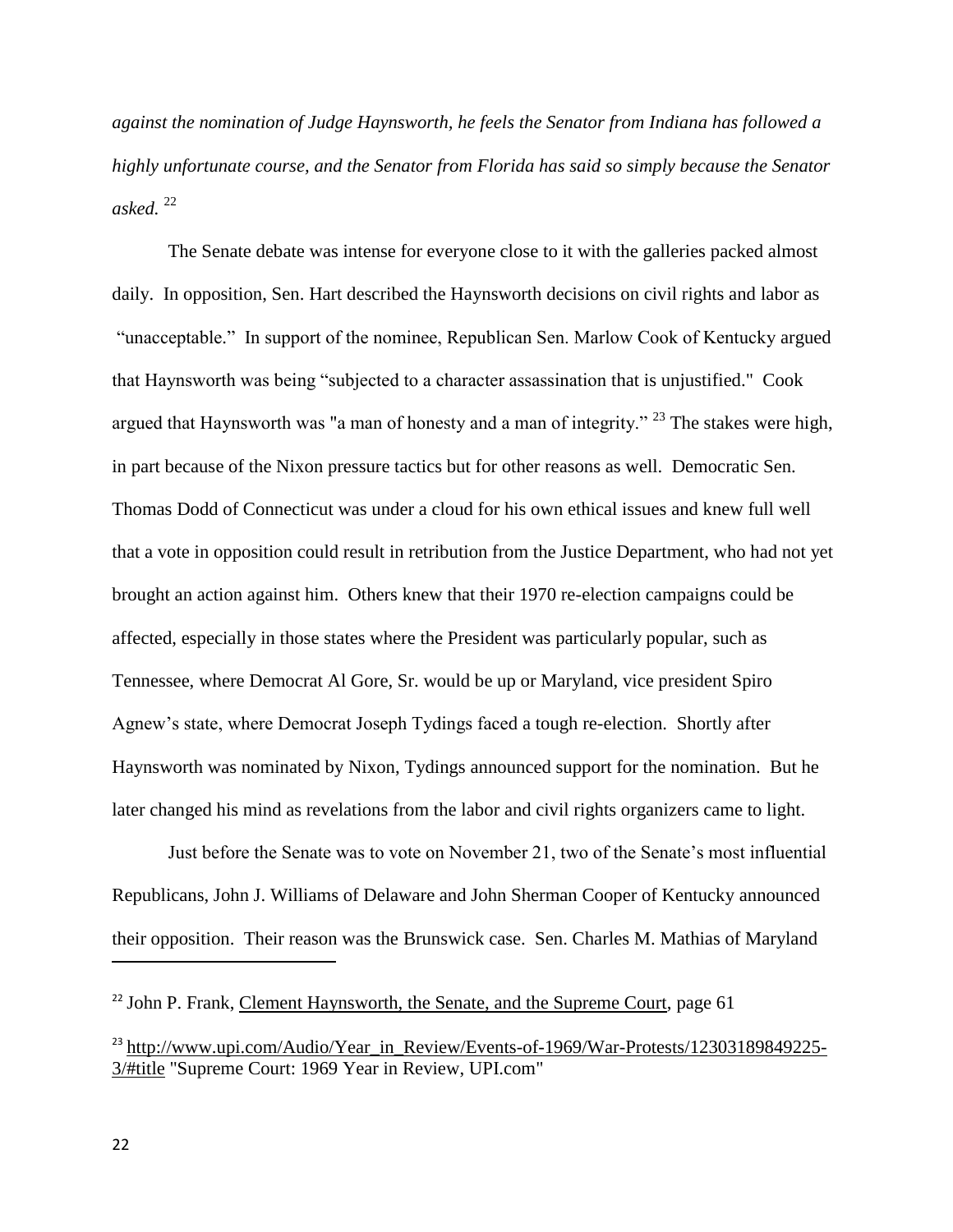*against the nomination of Judge Haynsworth, he feels the Senator from Indiana has followed a highly unfortunate course, and the Senator from Florida has said so simply because the Senator asked.* [22]

The Senate debate was intense for everyone close to it with the galleries packed almost daily. In opposition, Sen. Hart described the Haynsworth decisions on civil rights and labor as "unacceptable." In support of the nominee, Republican Sen. Marlow Cook of Kentucky argued that Haynsworth was being "subjected to a character assassination that is unjustified." Cook argued that Haynsworth was "a man of honesty and a man of integrity." [23] The stakes were high, in part because of the Nixon pressure tactics but for other reasons as well. Democratic Sen. Thomas Dodd of Connecticut was under a cloud for his own ethical issues and knew full well that a vote in opposition could result in retribution from the Justice Department, who had not yet brought an action against him. Others knew that their 1970 re-election campaigns could be affected, especially in those states where the President was particularly popular, such as Tennessee, where Democrat Al Gore, Sr. would be up or Maryland, vice president Spiro Agnew's state, where Democrat Joseph Tydings faced a tough re-election. Shortly after Haynsworth was nominated by Nixon, Tydings announced support for the nomination. But he later changed his mind as revelations from the labor and civil rights organizers came to light.

Just before the Senate was to vote on November 21, two of the Senate's most influential Republicans, John J. Williams of Delaware and John Sherman Cooper of Kentucky announced their opposition. Their reason was the Brunswick case. Sen. Charles M. Mathias of Maryland

---

[22] John P. Frank, Clement Haynsworth, the Senate, and the Supreme Court, page 61

[23] http://www.upi.com/Audio/Year_in_Review/Events-of-1969/War-Protests/12303189849225-3/#title "Supreme Court: 1969 Year in Review, UPI.com"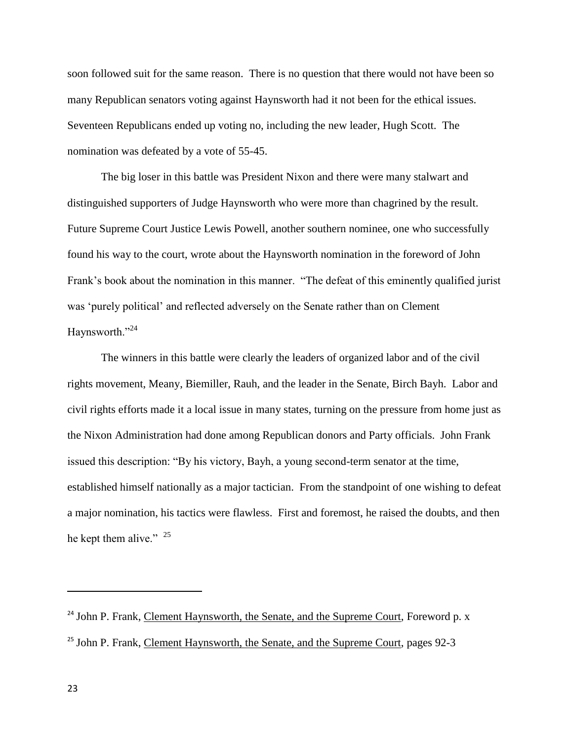soon followed suit for the same reason. There is no question that there would not have been so many Republican senators voting against Haynsworth had it not been for the ethical issues. Seventeen Republicans ended up voting no, including the new leader, Hugh Scott. The nomination was defeated by a vote of 55-45.

The big loser in this battle was President Nixon and there were many stalwart and distinguished supporters of Judge Haynsworth who were more than chagrined by the result. Future Supreme Court Justice Lewis Powell, another southern nominee, one who successfully found his way to the court, wrote about the Haynsworth nomination in the foreword of John Frank's book about the nomination in this manner. "The defeat of this eminently qualified jurist was 'purely political' and reflected adversely on the Senate rather than on Clement Haynsworth."[24]

The winners in this battle were clearly the leaders of organized labor and of the civil rights movement, Meany, Biemiller, Rauh, and the leader in the Senate, Birch Bayh. Labor and civil rights efforts made it a local issue in many states, turning on the pressure from home just as the Nixon Administration had done among Republican donors and Party officials. John Frank issued this description: "By his victory, Bayh, a young second-term senator at the time, established himself nationally as a major tactician. From the standpoint of one wishing to defeat a major nomination, his tactics were flawless. First and foremost, he raised the doubts, and then he kept them alive." [25]

---

[24] John P. Frank, Clement Haynsworth, the Senate, and the Supreme Court, Foreword p. x

[25] John P. Frank, Clement Haynsworth, the Senate, and the Supreme Court, pages 92-3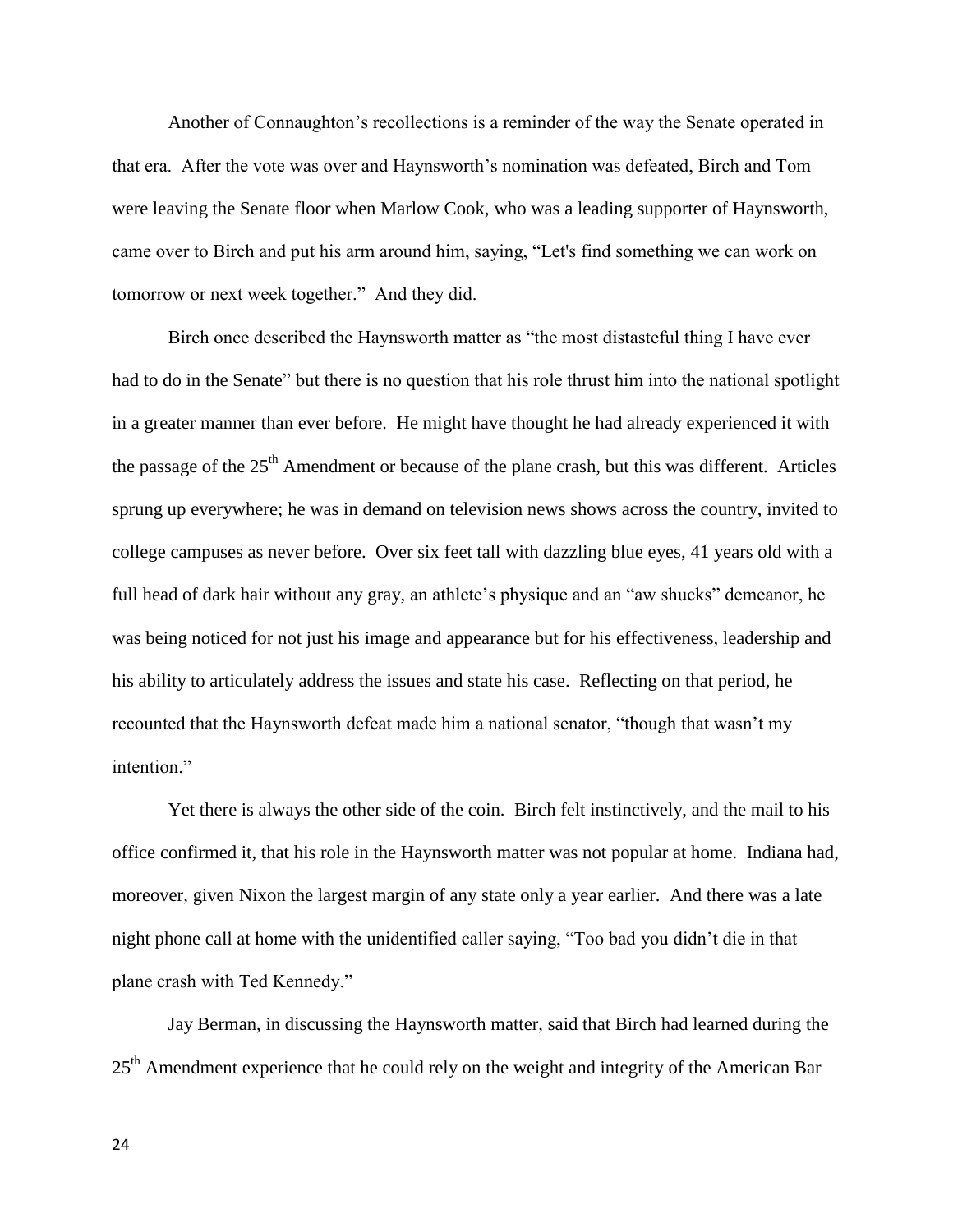Another of Connaughton's recollections is a reminder of the way the Senate operated in that era. After the vote was over and Haynsworth's nomination was defeated, Birch and Tom were leaving the Senate floor when Marlow Cook, who was a leading supporter of Haynsworth, came over to Birch and put his arm around him, saying, "Let's find something we can work on tomorrow or next week together." And they did.

Birch once described the Haynsworth matter as "the most distasteful thing I have ever had to do in the Senate" but there is no question that his role thrust him into the national spotlight in a greater manner than ever before. He might have thought he had already experienced it with the passage of the 25th Amendment or because of the plane crash, but this was different. Articles sprung up everywhere; he was in demand on television news shows across the country, invited to college campuses as never before. Over six feet tall with dazzling blue eyes, 41 years old with a full head of dark hair without any gray, an athlete's physique and an "aw shucks" demeanor, he was being noticed for not just his image and appearance but for his effectiveness, leadership and his ability to articulately address the issues and state his case. Reflecting on that period, he recounted that the Haynsworth defeat made him a national senator, "though that wasn't my intention."

Yet there is always the other side of the coin. Birch felt instinctively, and the mail to his office confirmed it, that his role in the Haynsworth matter was not popular at home. Indiana had, moreover, given Nixon the largest margin of any state only a year earlier. And there was a late night phone call at home with the unidentified caller saying, "Too bad you didn't die in that plane crash with Ted Kennedy."

Jay Berman, in discussing the Haynsworth matter, said that Birch had learned during the 25th Amendment experience that he could rely on the weight and integrity of the American Bar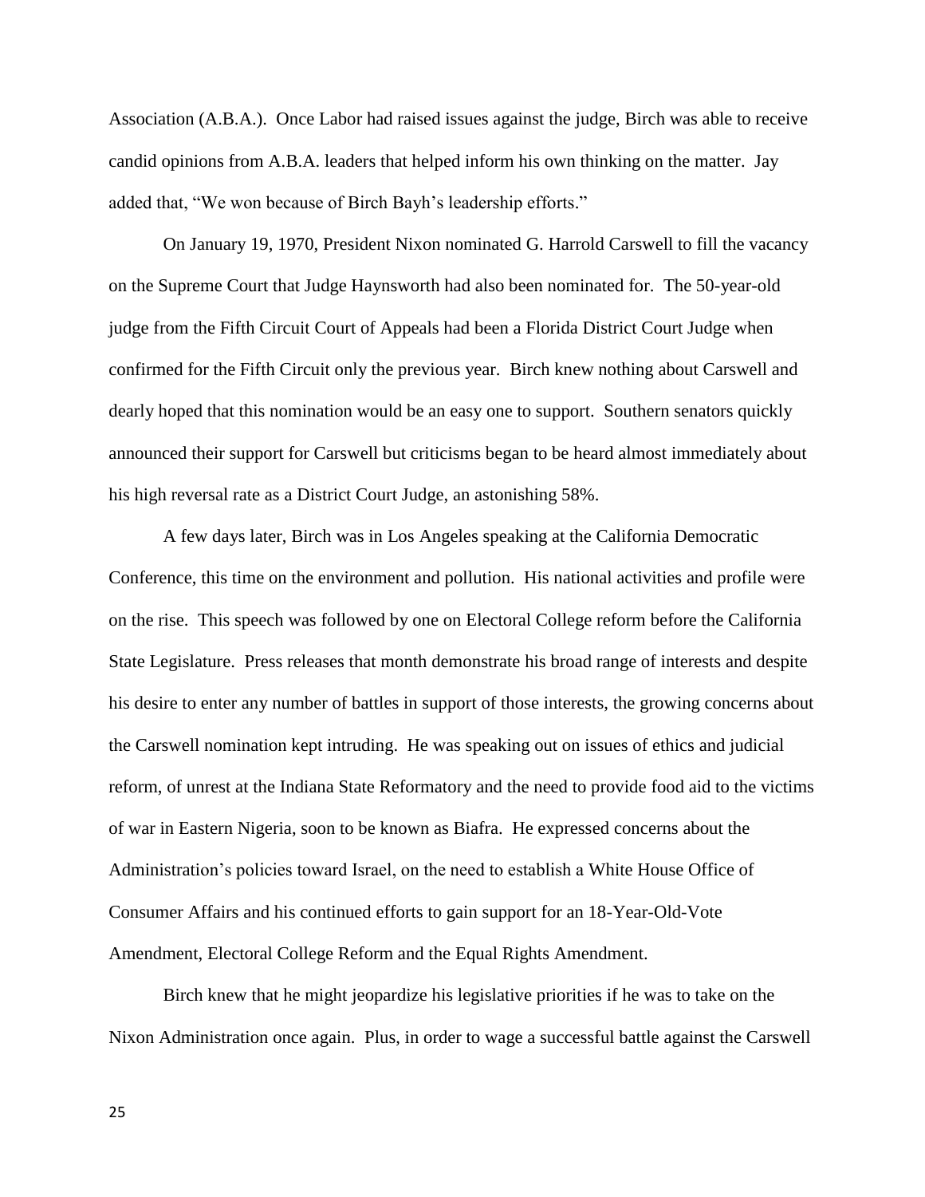Association (A.B.A.). Once Labor had raised issues against the judge, Birch was able to receive candid opinions from A.B.A. leaders that helped inform his own thinking on the matter. Jay added that, "We won because of Birch Bayh's leadership efforts."

On January 19, 1970, President Nixon nominated G. Harrold Carswell to fill the vacancy on the Supreme Court that Judge Haynsworth had also been nominated for. The 50-year-old judge from the Fifth Circuit Court of Appeals had been a Florida District Court Judge when confirmed for the Fifth Circuit only the previous year. Birch knew nothing about Carswell and dearly hoped that this nomination would be an easy one to support. Southern senators quickly announced their support for Carswell but criticisms began to be heard almost immediately about his high reversal rate as a District Court Judge, an astonishing 58%.

A few days later, Birch was in Los Angeles speaking at the California Democratic Conference, this time on the environment and pollution. His national activities and profile were on the rise. This speech was followed by one on Electoral College reform before the California State Legislature. Press releases that month demonstrate his broad range of interests and despite his desire to enter any number of battles in support of those interests, the growing concerns about the Carswell nomination kept intruding. He was speaking out on issues of ethics and judicial reform, of unrest at the Indiana State Reformatory and the need to provide food aid to the victims of war in Eastern Nigeria, soon to be known as Biafra. He expressed concerns about the Administration's policies toward Israel, on the need to establish a White House Office of Consumer Affairs and his continued efforts to gain support for an 18-Year-Old-Vote Amendment, Electoral College Reform and the Equal Rights Amendment.

Birch knew that he might jeopardize his legislative priorities if he was to take on the Nixon Administration once again. Plus, in order to wage a successful battle against the Carswell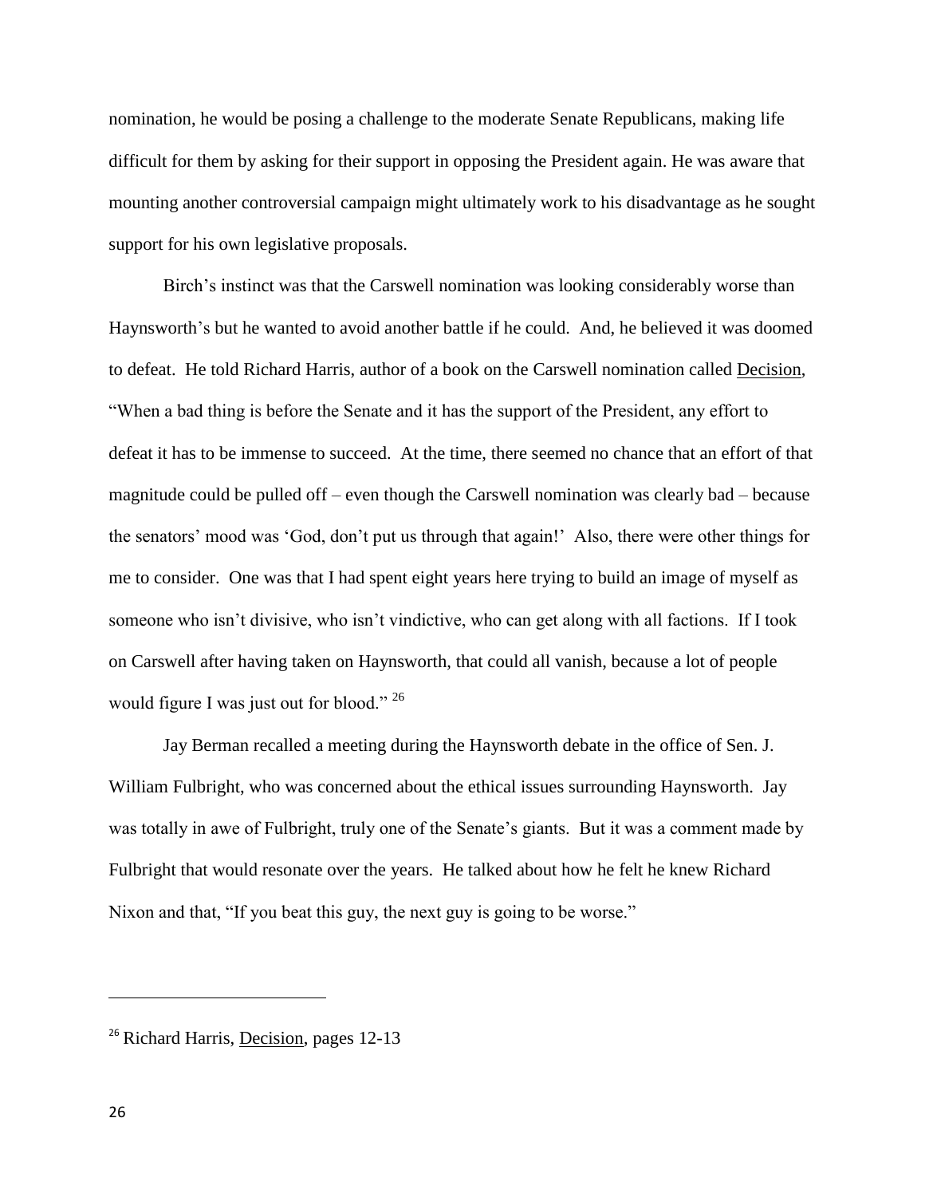nomination, he would be posing a challenge to the moderate Senate Republicans, making life difficult for them by asking for their support in opposing the President again. He was aware that mounting another controversial campaign might ultimately work to his disadvantage as he sought support for his own legislative proposals.

Birch's instinct was that the Carswell nomination was looking considerably worse than Haynsworth's but he wanted to avoid another battle if he could. And, he believed it was doomed to defeat. He told Richard Harris, author of a book on the Carswell nomination called Decision, "When a bad thing is before the Senate and it has the support of the President, any effort to defeat it has to be immense to succeed. At the time, there seemed no chance that an effort of that magnitude could be pulled off – even though the Carswell nomination was clearly bad – because the senators' mood was 'God, don't put us through that again!' Also, there were other things for me to consider. One was that I had spent eight years here trying to build an image of myself as someone who isn't divisive, who isn't vindictive, who can get along with all factions. If I took on Carswell after having taken on Haynsworth, that could all vanish, because a lot of people would figure I was just out for blood." [26]

Jay Berman recalled a meeting during the Haynsworth debate in the office of Sen. J. William Fulbright, who was concerned about the ethical issues surrounding Haynsworth. Jay was totally in awe of Fulbright, truly one of the Senate's giants. But it was a comment made by Fulbright that would resonate over the years. He talked about how he felt he knew Richard Nixon and that, "If you beat this guy, the next guy is going to be worse."

---

[26] Richard Harris, Decision, pages 12-13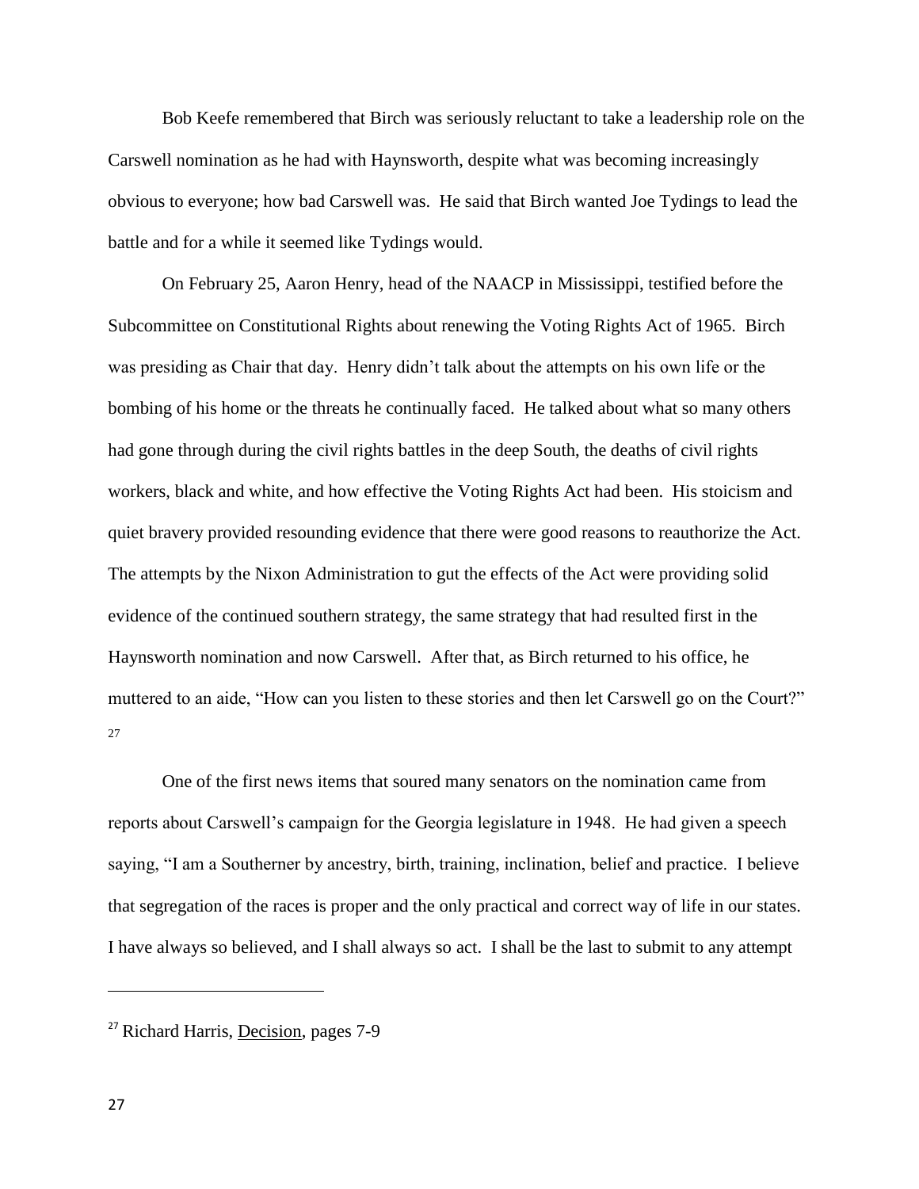Bob Keefe remembered that Birch was seriously reluctant to take a leadership role on the Carswell nomination as he had with Haynsworth, despite what was becoming increasingly obvious to everyone; how bad Carswell was. He said that Birch wanted Joe Tydings to lead the battle and for a while it seemed like Tydings would.

On February 25, Aaron Henry, head of the NAACP in Mississippi, testified before the Subcommittee on Constitutional Rights about renewing the Voting Rights Act of 1965. Birch was presiding as Chair that day. Henry didn't talk about the attempts on his own life or the bombing of his home or the threats he continually faced. He talked about what so many others had gone through during the civil rights battles in the deep South, the deaths of civil rights workers, black and white, and how effective the Voting Rights Act had been. His stoicism and quiet bravery provided resounding evidence that there were good reasons to reauthorize the Act. The attempts by the Nixon Administration to gut the effects of the Act were providing solid evidence of the continued southern strategy, the same strategy that had resulted first in the Haynsworth nomination and now Carswell. After that, as Birch returned to his office, he muttered to an aide, "How can you listen to these stories and then let Carswell go on the Court?" [27]

One of the first news items that soured many senators on the nomination came from reports about Carswell's campaign for the Georgia legislature in 1948. He had given a speech saying, "I am a Southerner by ancestry, birth, training, inclination, belief and practice. I believe that segregation of the races is proper and the only practical and correct way of life in our states. I have always so believed, and I shall always so act. I shall be the last to submit to any attempt

---

[27] Richard Harris, Decision, pages 7-9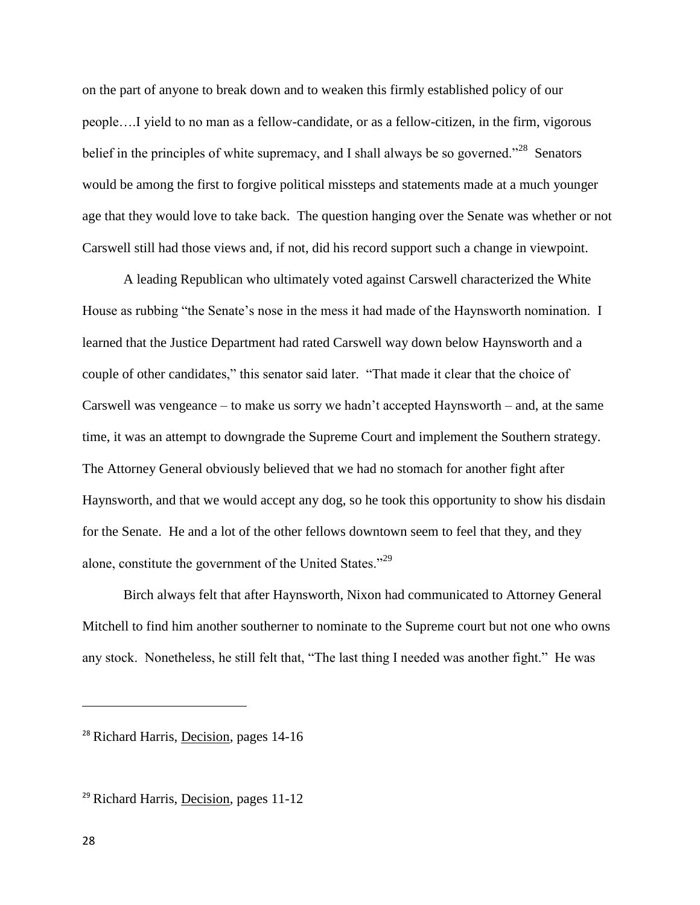on the part of anyone to break down and to weaken this firmly established policy of our people….I yield to no man as a fellow-candidate, or as a fellow-citizen, in the firm, vigorous belief in the principles of white supremacy, and I shall always be so governed."[28] Senators would be among the first to forgive political missteps and statements made at a much younger age that they would love to take back. The question hanging over the Senate was whether or not Carswell still had those views and, if not, did his record support such a change in viewpoint.

A leading Republican who ultimately voted against Carswell characterized the White House as rubbing "the Senate's nose in the mess it had made of the Haynsworth nomination. I learned that the Justice Department had rated Carswell way down below Haynsworth and a couple of other candidates," this senator said later. "That made it clear that the choice of Carswell was vengeance – to make us sorry we hadn't accepted Haynsworth – and, at the same time, it was an attempt to downgrade the Supreme Court and implement the Southern strategy. The Attorney General obviously believed that we had no stomach for another fight after Haynsworth, and that we would accept any dog, so he took this opportunity to show his disdain for the Senate. He and a lot of the other fellows downtown seem to feel that they, and they alone, constitute the government of the United States."[29]

Birch always felt that after Haynsworth, Nixon had communicated to Attorney General Mitchell to find him another southerner to nominate to the Supreme court but not one who owns any stock. Nonetheless, he still felt that, "The last thing I needed was another fight." He was

---

[28] Richard Harris, Decision, pages 14-16

[29] Richard Harris, Decision, pages 11-12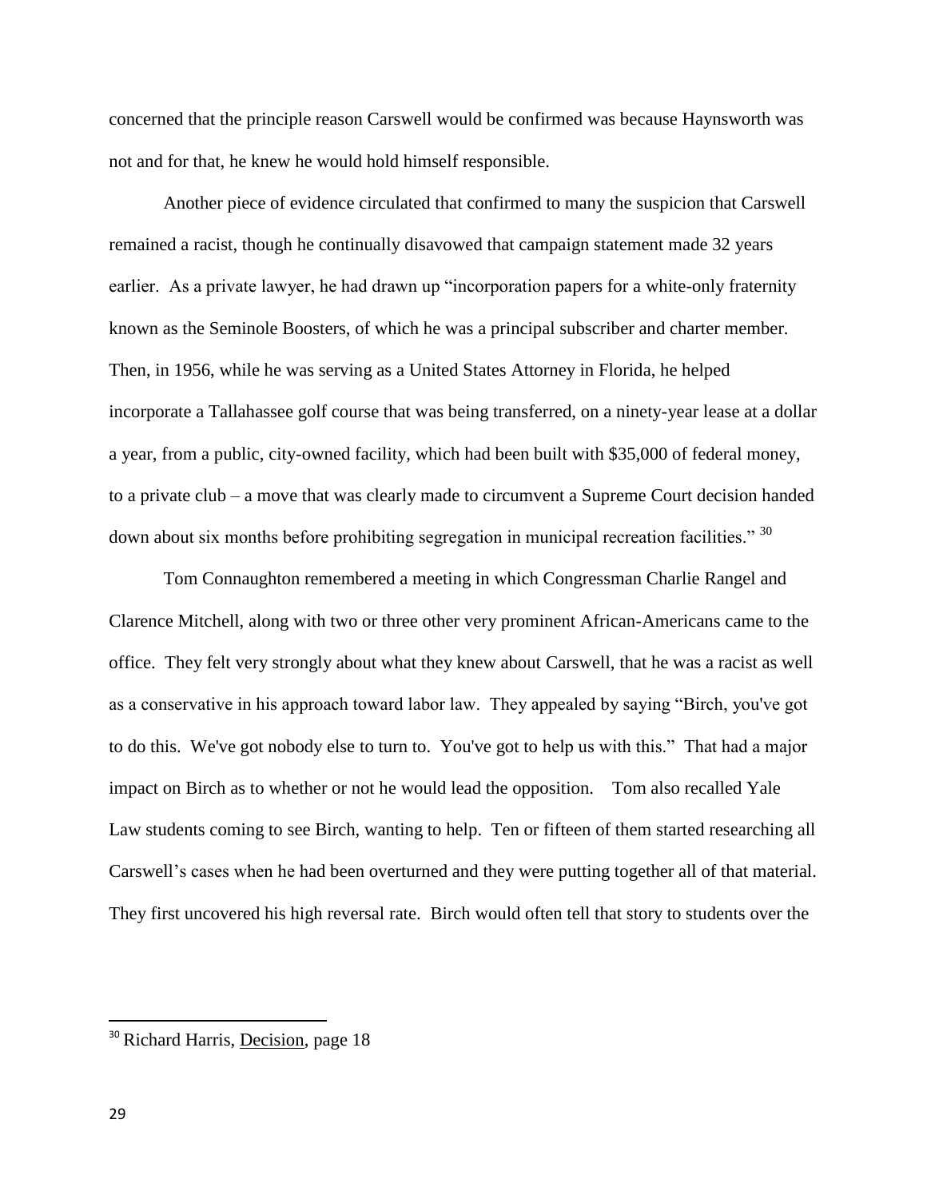concerned that the principle reason Carswell would be confirmed was because Haynsworth was not and for that, he knew he would hold himself responsible.

Another piece of evidence circulated that confirmed to many the suspicion that Carswell remained a racist, though he continually disavowed that campaign statement made 32 years earlier. As a private lawyer, he had drawn up "incorporation papers for a white-only fraternity known as the Seminole Boosters, of which he was a principal subscriber and charter member. Then, in 1956, while he was serving as a United States Attorney in Florida, he helped incorporate a Tallahassee golf course that was being transferred, on a ninety-year lease at a dollar a year, from a public, city-owned facility, which had been built with $35,000 of federal money, to a private club – a move that was clearly made to circumvent a Supreme Court decision handed down about six months before prohibiting segregation in municipal recreation facilities." [30]

Tom Connaughton remembered a meeting in which Congressman Charlie Rangel and Clarence Mitchell, along with two or three other very prominent African-Americans came to the office. They felt very strongly about what they knew about Carswell, that he was a racist as well as a conservative in his approach toward labor law. They appealed by saying "Birch, you've got to do this. We've got nobody else to turn to. You've got to help us with this." That had a major impact on Birch as to whether or not he would lead the opposition. Tom also recalled Yale Law students coming to see Birch, wanting to help. Ten or fifteen of them started researching all Carswell's cases when he had been overturned and they were putting together all of that material. They first uncovered his high reversal rate. Birch would often tell that story to students over the

---

[30] Richard Harris, Decision, page 18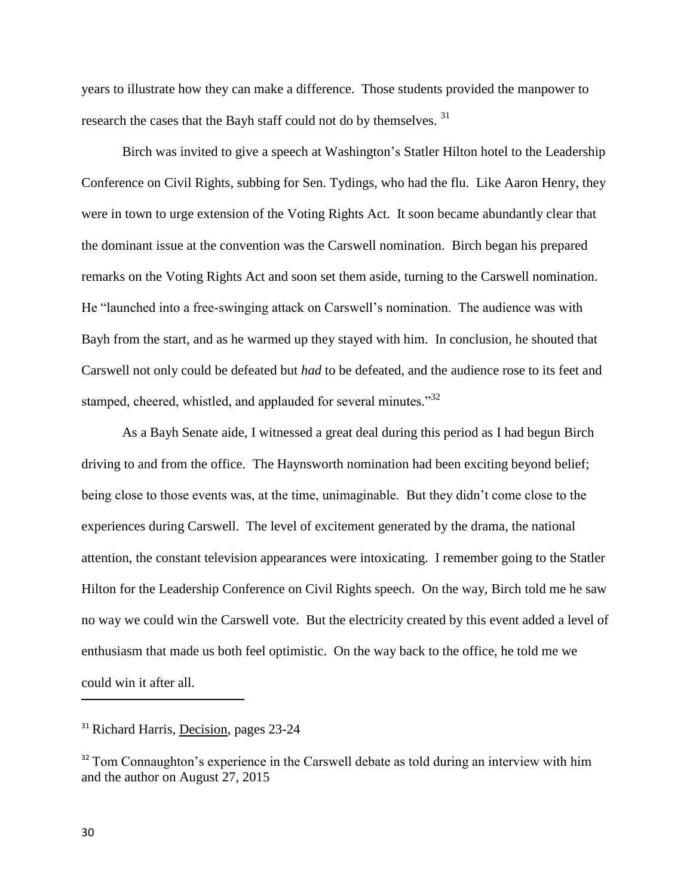years to illustrate how they can make a difference. Those students provided the manpower to research the cases that the Bayh staff could not do by themselves. [31]

Birch was invited to give a speech at Washington's Statler Hilton hotel to the Leadership Conference on Civil Rights, subbing for Sen. Tydings, who had the flu. Like Aaron Henry, they were in town to urge extension of the Voting Rights Act. It soon became abundantly clear that the dominant issue at the convention was the Carswell nomination. Birch began his prepared remarks on the Voting Rights Act and soon set them aside, turning to the Carswell nomination. He "launched into a free-swinging attack on Carswell's nomination. The audience was with Bayh from the start, and as he warmed up they stayed with him. In conclusion, he shouted that Carswell not only could be defeated but *had* to be defeated, and the audience rose to its feet and stamped, cheered, whistled, and applauded for several minutes."[32]

As a Bayh Senate aide, I witnessed a great deal during this period as I had begun Birch driving to and from the office. The Haynsworth nomination had been exciting beyond belief; being close to those events was, at the time, unimaginable. But they didn't come close to the experiences during Carswell. The level of excitement generated by the drama, the national attention, the constant television appearances were intoxicating. I remember going to the Statler Hilton for the Leadership Conference on Civil Rights speech. On the way, Birch told me he saw no way we could win the Carswell vote. But the electricity created by this event added a level of enthusiasm that made us both feel optimistic. On the way back to the office, he told me we could win it after all.

---

[31] Richard Harris, Decision, pages 23-24

[32] Tom Connaughton's experience in the Carswell debate as told during an interview with him and the author on August 27, 2015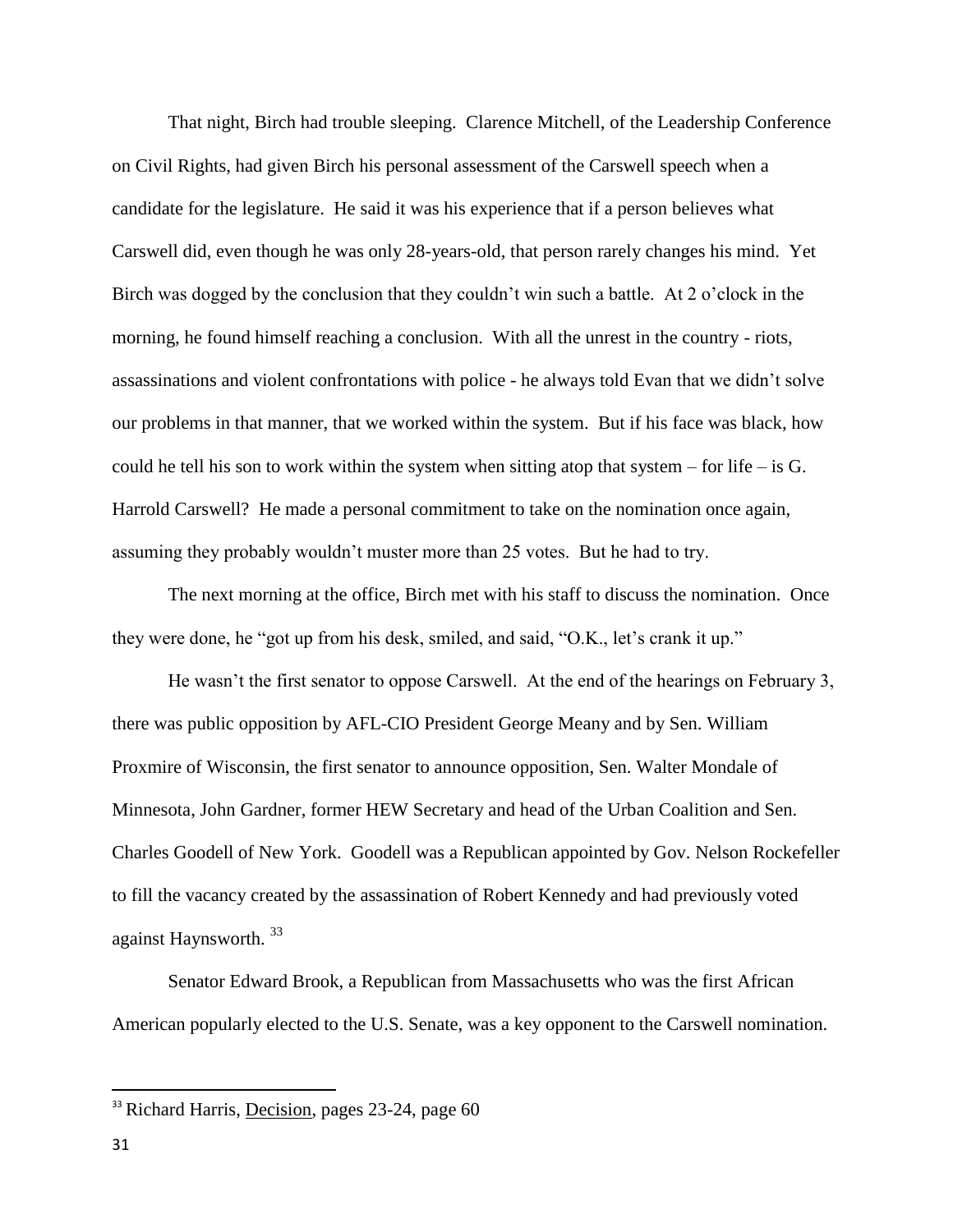That night, Birch had trouble sleeping. Clarence Mitchell, of the Leadership Conference on Civil Rights, had given Birch his personal assessment of the Carswell speech when a candidate for the legislature. He said it was his experience that if a person believes what Carswell did, even though he was only 28-years-old, that person rarely changes his mind. Yet Birch was dogged by the conclusion that they couldn't win such a battle. At 2 o'clock in the morning, he found himself reaching a conclusion. With all the unrest in the country - riots, assassinations and violent confrontations with police - he always told Evan that we didn't solve our problems in that manner, that we worked within the system. But if his face was black, how could he tell his son to work within the system when sitting atop that system – for life – is G. Harrold Carswell? He made a personal commitment to take on the nomination once again, assuming they probably wouldn't muster more than 25 votes. But he had to try.

The next morning at the office, Birch met with his staff to discuss the nomination. Once they were done, he "got up from his desk, smiled, and said, "O.K., let's crank it up."

He wasn't the first senator to oppose Carswell. At the end of the hearings on February 3, there was public opposition by AFL-CIO President George Meany and by Sen. William Proxmire of Wisconsin, the first senator to announce opposition, Sen. Walter Mondale of Minnesota, John Gardner, former HEW Secretary and head of the Urban Coalition and Sen. Charles Goodell of New York. Goodell was a Republican appointed by Gov. Nelson Rockefeller to fill the vacancy created by the assassination of Robert Kennedy and had previously voted against Haynsworth. [33]

Senator Edward Brook, a Republican from Massachusetts who was the first African American popularly elected to the U.S. Senate, was a key opponent to the Carswell nomination.

---

[33] Richard Harris, Decision, pages 23-24, page 60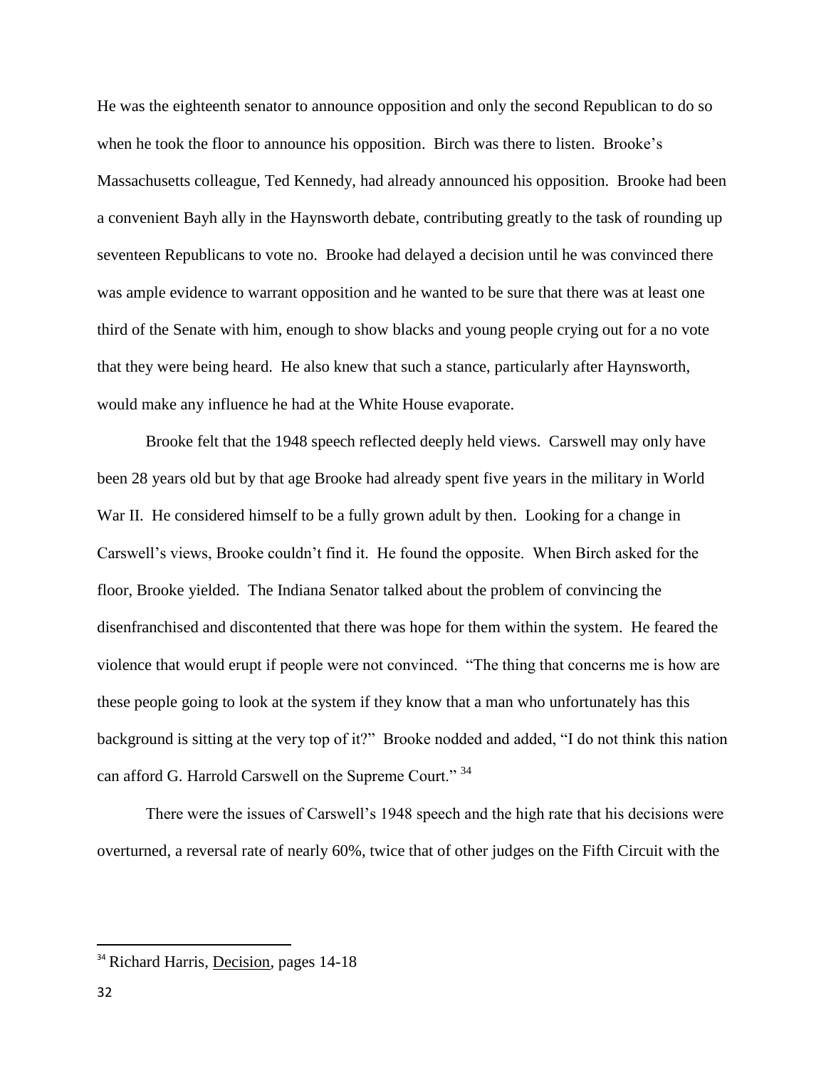He was the eighteenth senator to announce opposition and only the second Republican to do so when he took the floor to announce his opposition. Birch was there to listen. Brooke's Massachusetts colleague, Ted Kennedy, had already announced his opposition. Brooke had been a convenient Bayh ally in the Haynsworth debate, contributing greatly to the task of rounding up seventeen Republicans to vote no. Brooke had delayed a decision until he was convinced there was ample evidence to warrant opposition and he wanted to be sure that there was at least one third of the Senate with him, enough to show blacks and young people crying out for a no vote that they were being heard. He also knew that such a stance, particularly after Haynsworth, would make any influence he had at the White House evaporate.

Brooke felt that the 1948 speech reflected deeply held views. Carswell may only have been 28 years old but by that age Brooke had already spent five years in the military in World War II. He considered himself to be a fully grown adult by then. Looking for a change in Carswell's views, Brooke couldn't find it. He found the opposite. When Birch asked for the floor, Brooke yielded. The Indiana Senator talked about the problem of convincing the disenfranchised and discontented that there was hope for them within the system. He feared the violence that would erupt if people were not convinced. "The thing that concerns me is how are these people going to look at the system if they know that a man who unfortunately has this background is sitting at the very top of it?" Brooke nodded and added, "I do not think this nation can afford G. Harrold Carswell on the Supreme Court." [34]

There were the issues of Carswell's 1948 speech and the high rate that his decisions were overturned, a reversal rate of nearly 60%, twice that of other judges on the Fifth Circuit with the

---

[34] Richard Harris, Decision, pages 14-18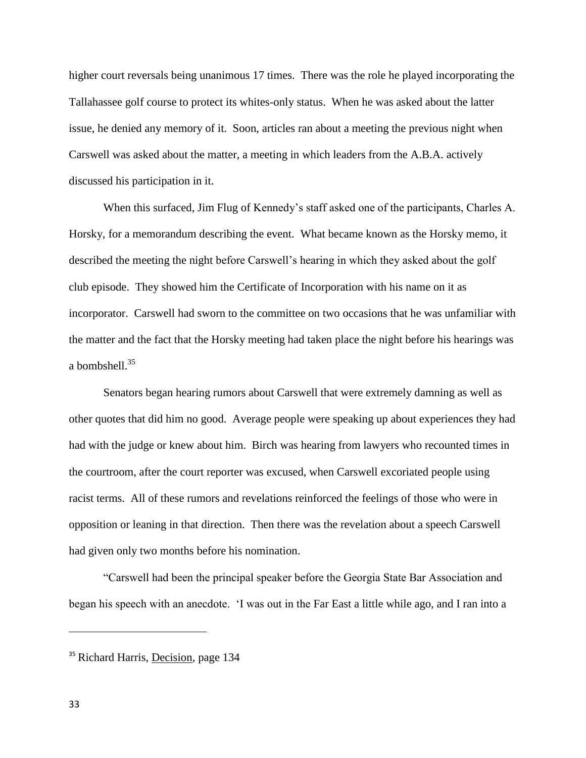higher court reversals being unanimous 17 times. There was the role he played incorporating the Tallahassee golf course to protect its whites-only status. When he was asked about the latter issue, he denied any memory of it. Soon, articles ran about a meeting the previous night when Carswell was asked about the matter, a meeting in which leaders from the A.B.A. actively discussed his participation in it.

When this surfaced, Jim Flug of Kennedy's staff asked one of the participants, Charles A. Horsky, for a memorandum describing the event. What became known as the Horsky memo, it described the meeting the night before Carswell's hearing in which they asked about the golf club episode. They showed him the Certificate of Incorporation with his name on it as incorporator. Carswell had sworn to the committee on two occasions that he was unfamiliar with the matter and the fact that the Horsky meeting had taken place the night before his hearings was a bombshell.[35]

Senators began hearing rumors about Carswell that were extremely damning as well as other quotes that did him no good. Average people were speaking up about experiences they had had with the judge or knew about him. Birch was hearing from lawyers who recounted times in the courtroom, after the court reporter was excused, when Carswell excoriated people using racist terms. All of these rumors and revelations reinforced the feelings of those who were in opposition or leaning in that direction. Then there was the revelation about a speech Carswell had given only two months before his nomination.

"Carswell had been the principal speaker before the Georgia State Bar Association and began his speech with an anecdote. 'I was out in the Far East a little while ago, and I ran into a

---

[35] Richard Harris, Decision, page 134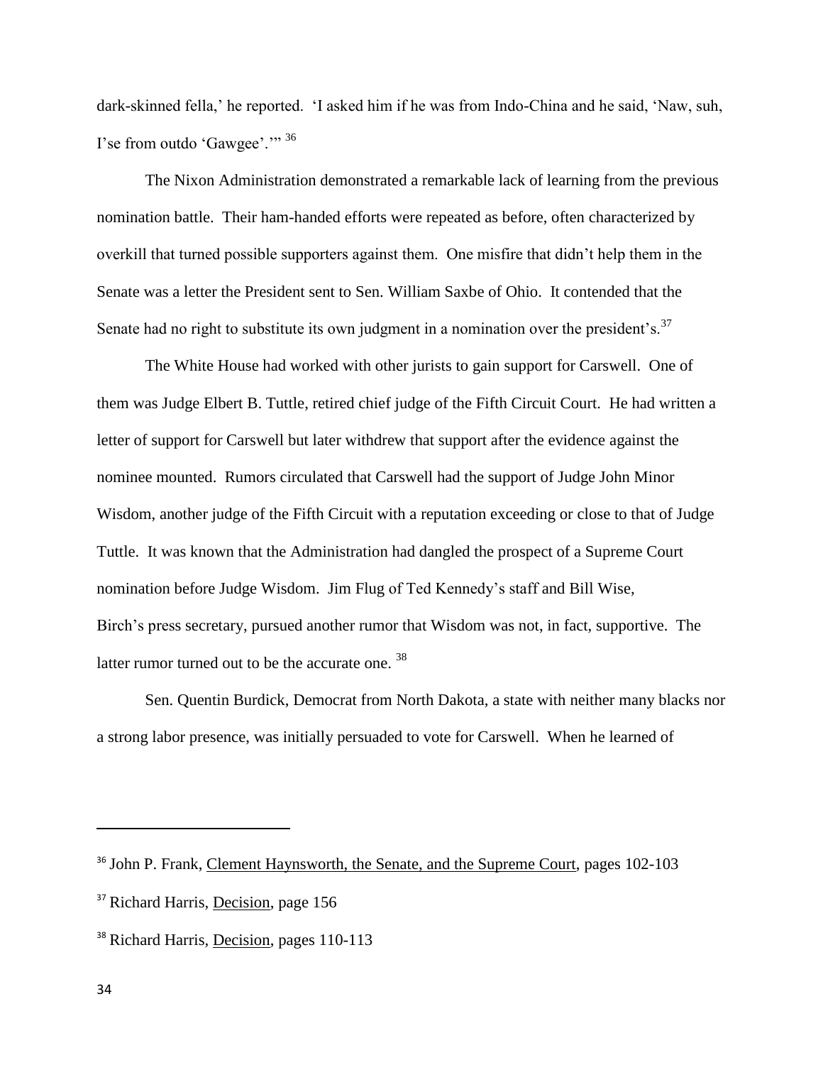dark-skinned fella,' he reported. 'I asked him if he was from Indo-China and he said, 'Naw, suh, I'se from outdo 'Gawgee'.'"[36]

The Nixon Administration demonstrated a remarkable lack of learning from the previous nomination battle. Their ham-handed efforts were repeated as before, often characterized by overkill that turned possible supporters against them. One misfire that didn't help them in the Senate was a letter the President sent to Sen. William Saxbe of Ohio. It contended that the Senate had no right to substitute its own judgment in a nomination over the president's.[37]

The White House had worked with other jurists to gain support for Carswell. One of them was Judge Elbert B. Tuttle, retired chief judge of the Fifth Circuit Court. He had written a letter of support for Carswell but later withdrew that support after the evidence against the nominee mounted. Rumors circulated that Carswell had the support of Judge John Minor Wisdom, another judge of the Fifth Circuit with a reputation exceeding or close to that of Judge Tuttle. It was known that the Administration had dangled the prospect of a Supreme Court nomination before Judge Wisdom. Jim Flug of Ted Kennedy's staff and Bill Wise, Birch's press secretary, pursued another rumor that Wisdom was not, in fact, supportive. The latter rumor turned out to be the accurate one.[38]

Sen. Quentin Burdick, Democrat from North Dakota, a state with neither many blacks nor a strong labor presence, was initially persuaded to vote for Carswell. When he learned of

---

[36] John P. Frank, Clement Haynsworth, the Senate, and the Supreme Court, pages 102-103

[37] Richard Harris, Decision, page 156

[38] Richard Harris, Decision, pages 110-113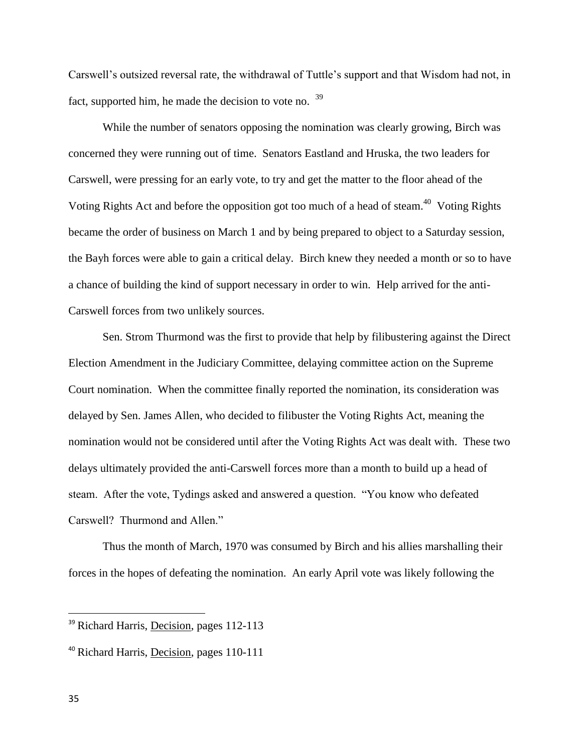Carswell's outsized reversal rate, the withdrawal of Tuttle's support and that Wisdom had not, in fact, supported him, he made the decision to vote no. [39]

While the number of senators opposing the nomination was clearly growing, Birch was concerned they were running out of time. Senators Eastland and Hruska, the two leaders for Carswell, were pressing for an early vote, to try and get the matter to the floor ahead of the Voting Rights Act and before the opposition got too much of a head of steam.[40] Voting Rights became the order of business on March 1 and by being prepared to object to a Saturday session, the Bayh forces were able to gain a critical delay. Birch knew they needed a month or so to have a chance of building the kind of support necessary in order to win. Help arrived for the anti-Carswell forces from two unlikely sources.

Sen. Strom Thurmond was the first to provide that help by filibustering against the Direct Election Amendment in the Judiciary Committee, delaying committee action on the Supreme Court nomination. When the committee finally reported the nomination, its consideration was delayed by Sen. James Allen, who decided to filibuster the Voting Rights Act, meaning the nomination would not be considered until after the Voting Rights Act was dealt with. These two delays ultimately provided the anti-Carswell forces more than a month to build up a head of steam. After the vote, Tydings asked and answered a question. "You know who defeated Carswell? Thurmond and Allen."

Thus the month of March, 1970 was consumed by Birch and his allies marshalling their forces in the hopes of defeating the nomination. An early April vote was likely following the

---

[39] Richard Harris, Decision, pages 112-113

[40] Richard Harris, Decision, pages 110-111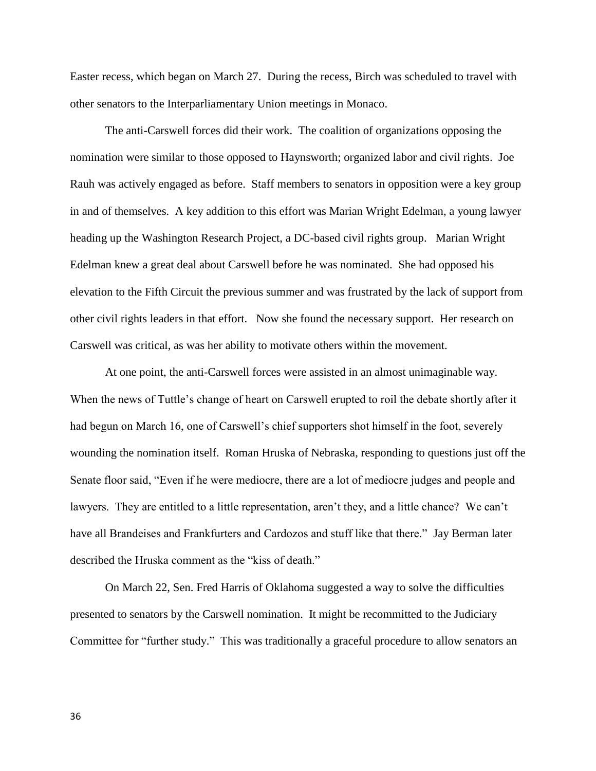Easter recess, which began on March 27. During the recess, Birch was scheduled to travel with other senators to the Interparliamentary Union meetings in Monaco.

The anti-Carswell forces did their work. The coalition of organizations opposing the nomination were similar to those opposed to Haynsworth; organized labor and civil rights. Joe Rauh was actively engaged as before. Staff members to senators in opposition were a key group in and of themselves. A key addition to this effort was Marian Wright Edelman, a young lawyer heading up the Washington Research Project, a DC-based civil rights group. Marian Wright Edelman knew a great deal about Carswell before he was nominated. She had opposed his elevation to the Fifth Circuit the previous summer and was frustrated by the lack of support from other civil rights leaders in that effort. Now she found the necessary support. Her research on Carswell was critical, as was her ability to motivate others within the movement.

At one point, the anti-Carswell forces were assisted in an almost unimaginable way. When the news of Tuttle's change of heart on Carswell erupted to roil the debate shortly after it had begun on March 16, one of Carswell's chief supporters shot himself in the foot, severely wounding the nomination itself. Roman Hruska of Nebraska, responding to questions just off the Senate floor said, "Even if he were mediocre, there are a lot of mediocre judges and people and lawyers. They are entitled to a little representation, aren't they, and a little chance? We can't have all Brandeises and Frankfurters and Cardozos and stuff like that there." Jay Berman later described the Hruska comment as the "kiss of death."

On March 22, Sen. Fred Harris of Oklahoma suggested a way to solve the difficulties presented to senators by the Carswell nomination. It might be recommitted to the Judiciary Committee for "further study." This was traditionally a graceful procedure to allow senators an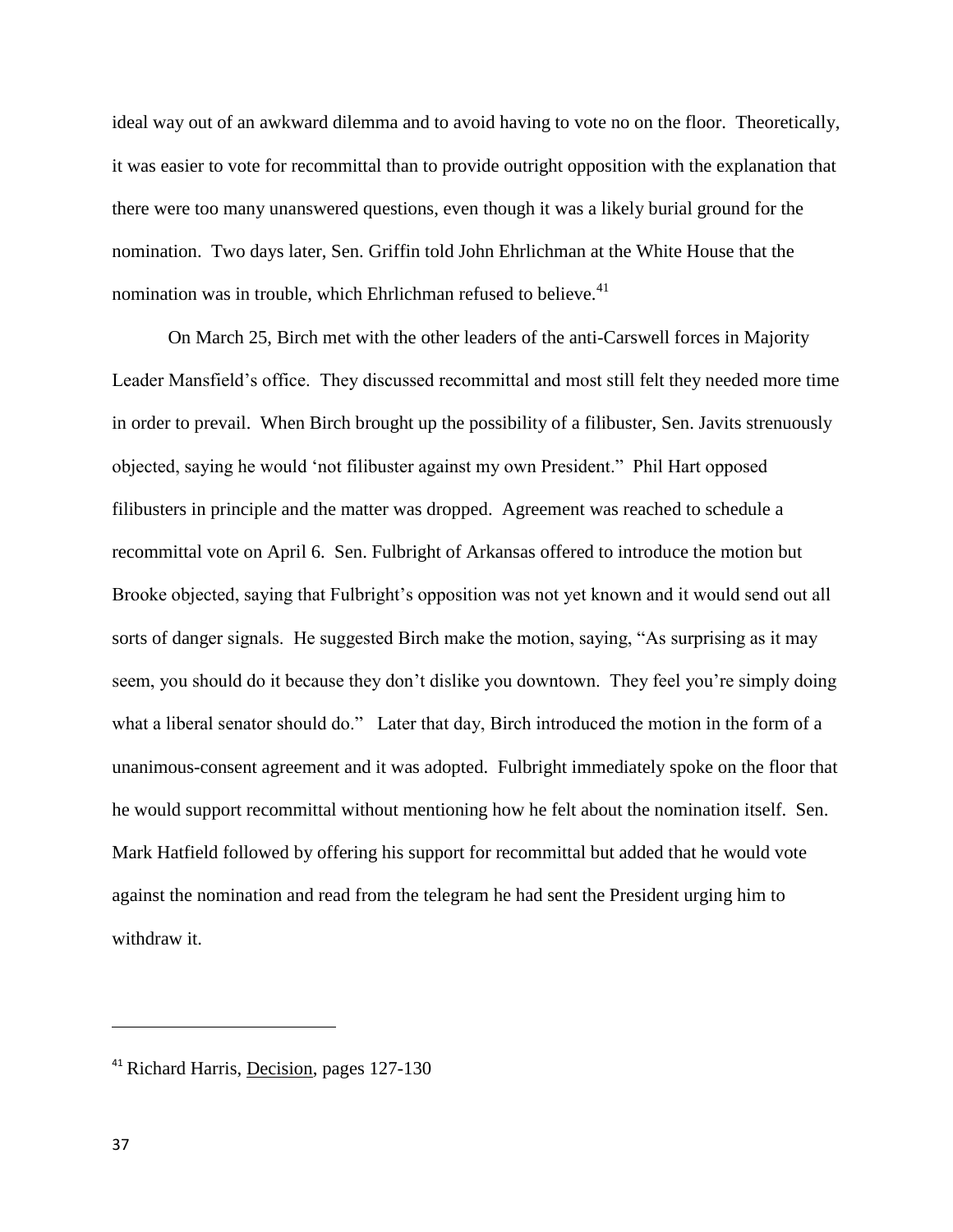ideal way out of an awkward dilemma and to avoid having to vote no on the floor. Theoretically, it was easier to vote for recommittal than to provide outright opposition with the explanation that there were too many unanswered questions, even though it was a likely burial ground for the nomination. Two days later, Sen. Griffin told John Ehrlichman at the White House that the nomination was in trouble, which Ehrlichman refused to believe.[41]

On March 25, Birch met with the other leaders of the anti-Carswell forces in Majority Leader Mansfield's office. They discussed recommittal and most still felt they needed more time in order to prevail. When Birch brought up the possibility of a filibuster, Sen. Javits strenuously objected, saying he would 'not filibuster against my own President." Phil Hart opposed filibusters in principle and the matter was dropped. Agreement was reached to schedule a recommittal vote on April 6. Sen. Fulbright of Arkansas offered to introduce the motion but Brooke objected, saying that Fulbright's opposition was not yet known and it would send out all sorts of danger signals. He suggested Birch make the motion, saying, "As surprising as it may seem, you should do it because they don't dislike you downtown. They feel you're simply doing what a liberal senator should do." Later that day, Birch introduced the motion in the form of a unanimous-consent agreement and it was adopted. Fulbright immediately spoke on the floor that he would support recommittal without mentioning how he felt about the nomination itself. Sen. Mark Hatfield followed by offering his support for recommittal but added that he would vote against the nomination and read from the telegram he had sent the President urging him to withdraw it.

---

[41] Richard Harris, Decision, pages 127-130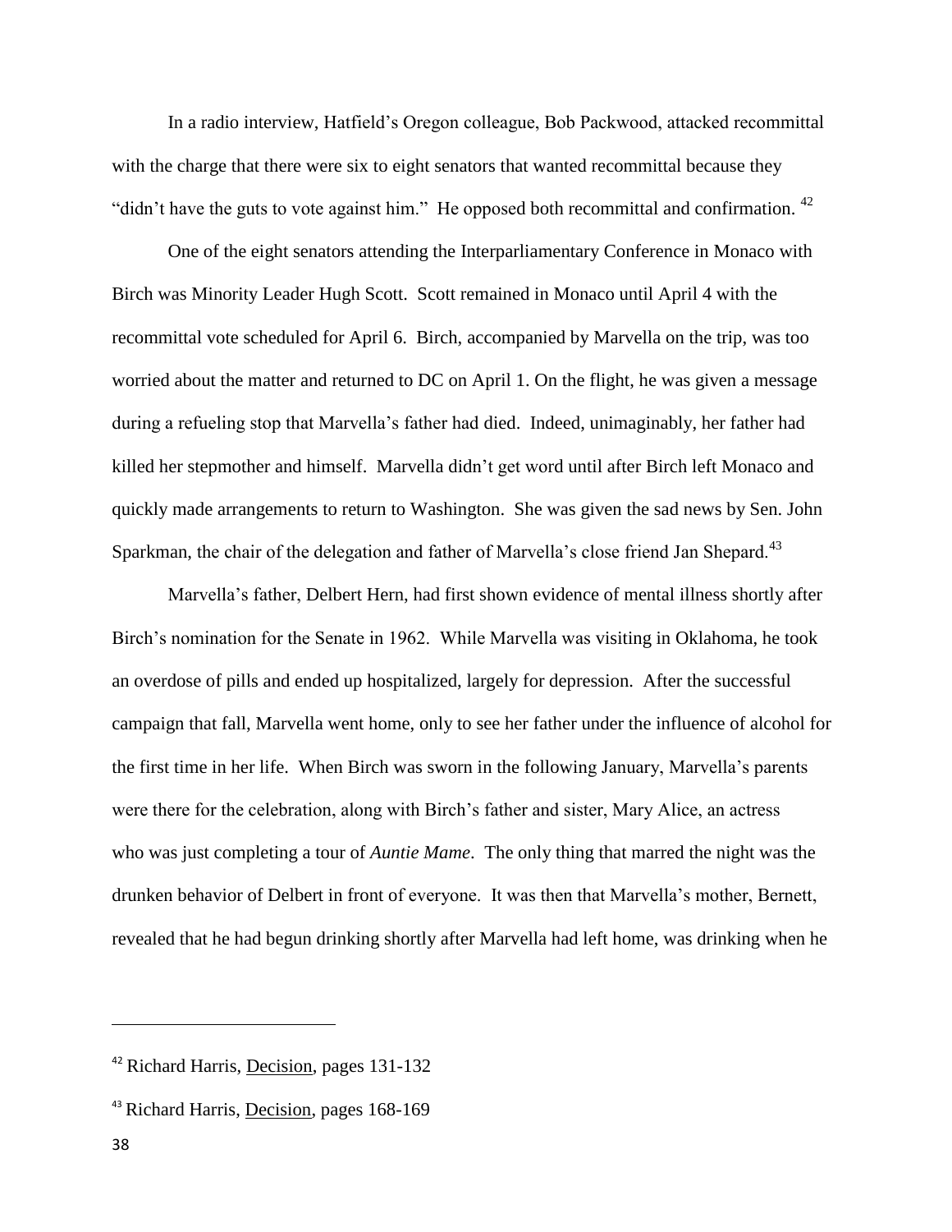In a radio interview, Hatfield's Oregon colleague, Bob Packwood, attacked recommittal with the charge that there were six to eight senators that wanted recommittal because they "didn't have the guts to vote against him." He opposed both recommittal and confirmation. [42]

One of the eight senators attending the Interparliamentary Conference in Monaco with Birch was Minority Leader Hugh Scott. Scott remained in Monaco until April 4 with the recommittal vote scheduled for April 6. Birch, accompanied by Marvella on the trip, was too worried about the matter and returned to DC on April 1. On the flight, he was given a message during a refueling stop that Marvella's father had died. Indeed, unimaginably, her father had killed her stepmother and himself. Marvella didn't get word until after Birch left Monaco and quickly made arrangements to return to Washington. She was given the sad news by Sen. John Sparkman, the chair of the delegation and father of Marvella's close friend Jan Shepard.[43]

Marvella's father, Delbert Hern, had first shown evidence of mental illness shortly after Birch's nomination for the Senate in 1962. While Marvella was visiting in Oklahoma, he took an overdose of pills and ended up hospitalized, largely for depression. After the successful campaign that fall, Marvella went home, only to see her father under the influence of alcohol for the first time in her life. When Birch was sworn in the following January, Marvella's parents were there for the celebration, along with Birch's father and sister, Mary Alice, an actress who was just completing a tour of *Auntie Mame*. The only thing that marred the night was the drunken behavior of Delbert in front of everyone. It was then that Marvella's mother, Bernett, revealed that he had begun drinking shortly after Marvella had left home, was drinking when he

---

[42] Richard Harris, Decision, pages 131-132

[43] Richard Harris, Decision, pages 168-169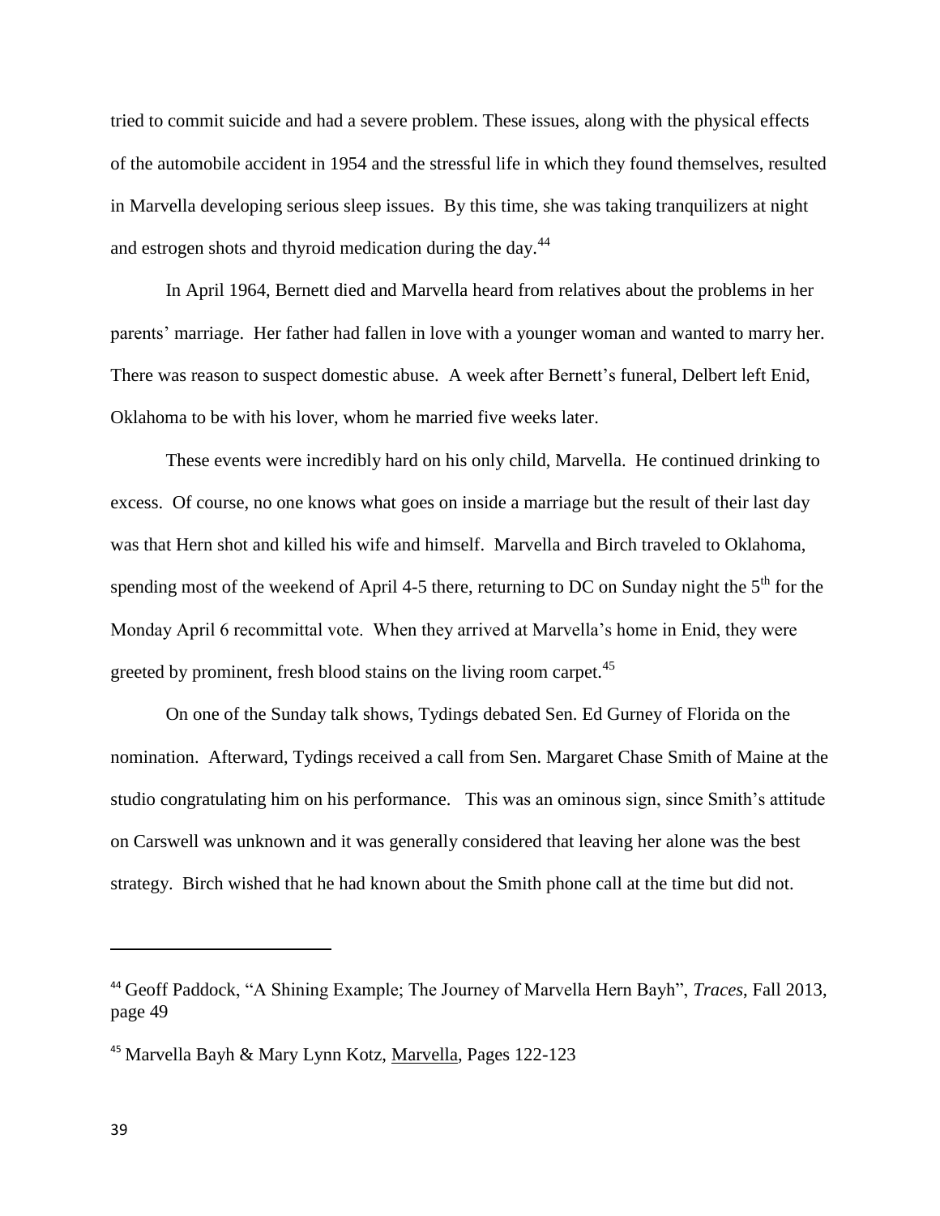tried to commit suicide and had a severe problem. These issues, along with the physical effects of the automobile accident in 1954 and the stressful life in which they found themselves, resulted in Marvella developing serious sleep issues. By this time, she was taking tranquilizers at night and estrogen shots and thyroid medication during the day.[44]

In April 1964, Bernett died and Marvella heard from relatives about the problems in her parents' marriage. Her father had fallen in love with a younger woman and wanted to marry her. There was reason to suspect domestic abuse. A week after Bernett's funeral, Delbert left Enid, Oklahoma to be with his lover, whom he married five weeks later.

These events were incredibly hard on his only child, Marvella. He continued drinking to excess. Of course, no one knows what goes on inside a marriage but the result of their last day was that Hern shot and killed his wife and himself. Marvella and Birch traveled to Oklahoma, spending most of the weekend of April 4-5 there, returning to DC on Sunday night the 5th for the Monday April 6 recommittal vote. When they arrived at Marvella's home in Enid, they were greeted by prominent, fresh blood stains on the living room carpet.[45]

On one of the Sunday talk shows, Tydings debated Sen. Ed Gurney of Florida on the nomination. Afterward, Tydings received a call from Sen. Margaret Chase Smith of Maine at the studio congratulating him on his performance. This was an ominous sign, since Smith's attitude on Carswell was unknown and it was generally considered that leaving her alone was the best strategy. Birch wished that he had known about the Smith phone call at the time but did not.

---

[44] Geoff Paddock, "A Shining Example; The Journey of Marvella Hern Bayh", *Traces*, Fall 2013, page 49

[45] Marvella Bayh & Mary Lynn Kotz, Marvella, Pages 122-123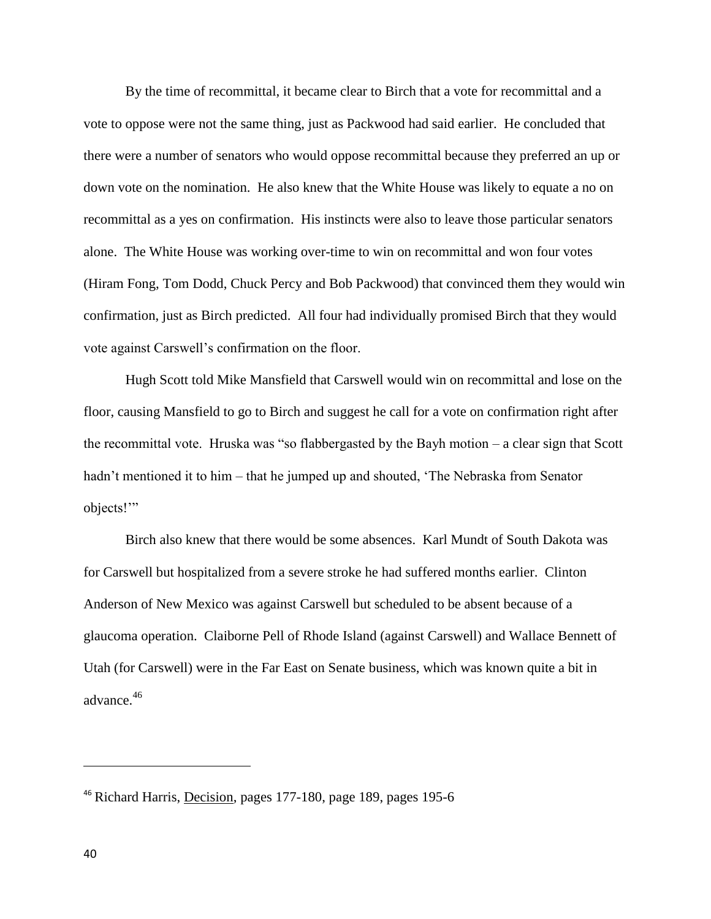By the time of recommittal, it became clear to Birch that a vote for recommittal and a vote to oppose were not the same thing, just as Packwood had said earlier. He concluded that there were a number of senators who would oppose recommittal because they preferred an up or down vote on the nomination. He also knew that the White House was likely to equate a no on recommittal as a yes on confirmation. His instincts were also to leave those particular senators alone. The White House was working over-time to win on recommittal and won four votes (Hiram Fong, Tom Dodd, Chuck Percy and Bob Packwood) that convinced them they would win confirmation, just as Birch predicted. All four had individually promised Birch that they would vote against Carswell's confirmation on the floor.

Hugh Scott told Mike Mansfield that Carswell would win on recommittal and lose on the floor, causing Mansfield to go to Birch and suggest he call for a vote on confirmation right after the recommittal vote. Hruska was "so flabbergasted by the Bayh motion – a clear sign that Scott hadn't mentioned it to him – that he jumped up and shouted, 'The Nebraska from Senator objects!'"

Birch also knew that there would be some absences. Karl Mundt of South Dakota was for Carswell but hospitalized from a severe stroke he had suffered months earlier. Clinton Anderson of New Mexico was against Carswell but scheduled to be absent because of a glaucoma operation. Claiborne Pell of Rhode Island (against Carswell) and Wallace Bennett of Utah (for Carswell) were in the Far East on Senate business, which was known quite a bit in advance.[46]

---

[46] Richard Harris, Decision, pages 177-180, page 189, pages 195-6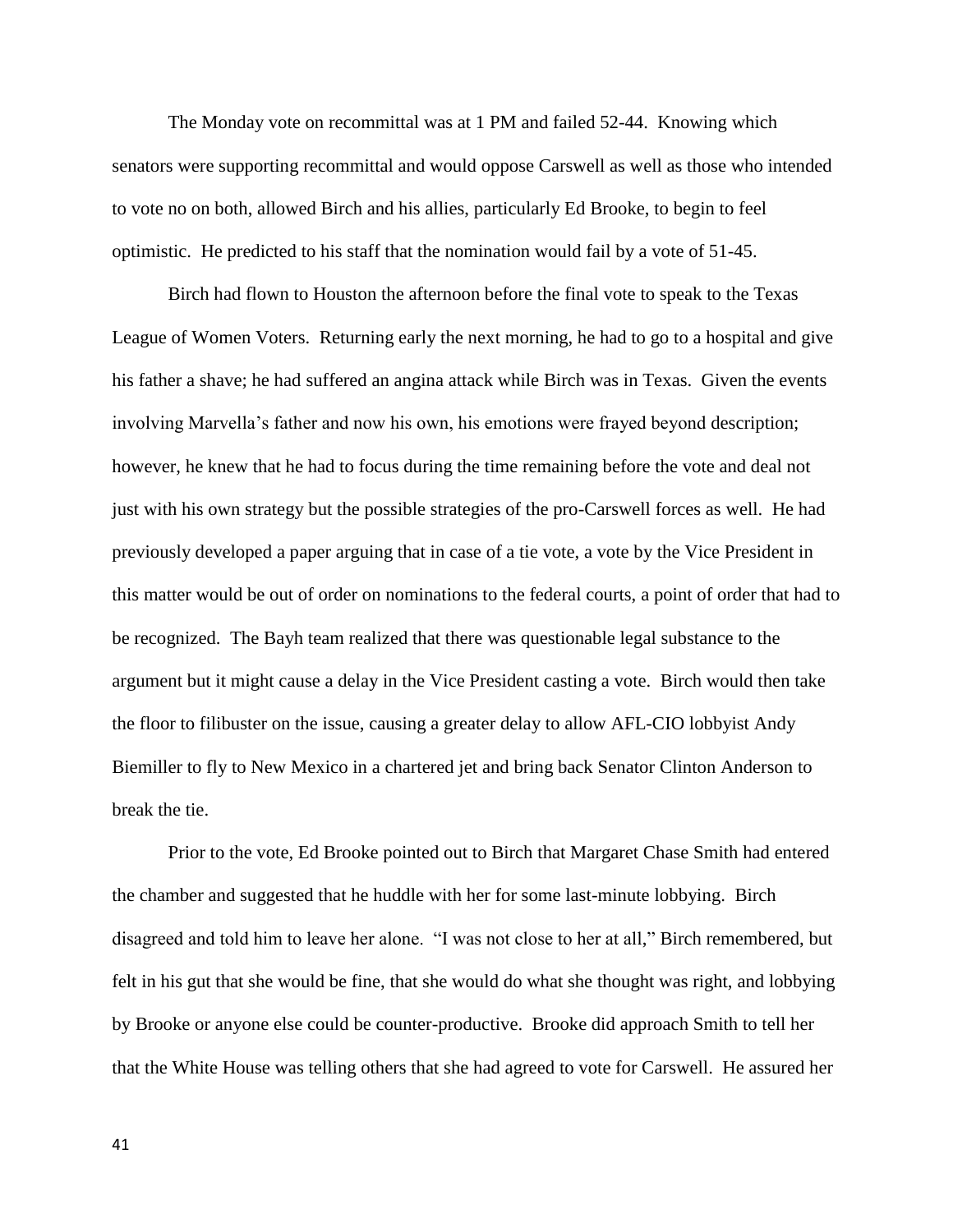The Monday vote on recommittal was at 1 PM and failed 52-44. Knowing which senators were supporting recommittal and would oppose Carswell as well as those who intended to vote no on both, allowed Birch and his allies, particularly Ed Brooke, to begin to feel optimistic. He predicted to his staff that the nomination would fail by a vote of 51-45.

Birch had flown to Houston the afternoon before the final vote to speak to the Texas League of Women Voters. Returning early the next morning, he had to go to a hospital and give his father a shave; he had suffered an angina attack while Birch was in Texas. Given the events involving Marvella's father and now his own, his emotions were frayed beyond description; however, he knew that he had to focus during the time remaining before the vote and deal not just with his own strategy but the possible strategies of the pro-Carswell forces as well. He had previously developed a paper arguing that in case of a tie vote, a vote by the Vice President in this matter would be out of order on nominations to the federal courts, a point of order that had to be recognized. The Bayh team realized that there was questionable legal substance to the argument but it might cause a delay in the Vice President casting a vote. Birch would then take the floor to filibuster on the issue, causing a greater delay to allow AFL-CIO lobbyist Andy Biemiller to fly to New Mexico in a chartered jet and bring back Senator Clinton Anderson to break the tie.

Prior to the vote, Ed Brooke pointed out to Birch that Margaret Chase Smith had entered the chamber and suggested that he huddle with her for some last-minute lobbying. Birch disagreed and told him to leave her alone. "I was not close to her at all," Birch remembered, but felt in his gut that she would be fine, that she would do what she thought was right, and lobbying by Brooke or anyone else could be counter-productive. Brooke did approach Smith to tell her that the White House was telling others that she had agreed to vote for Carswell. He assured her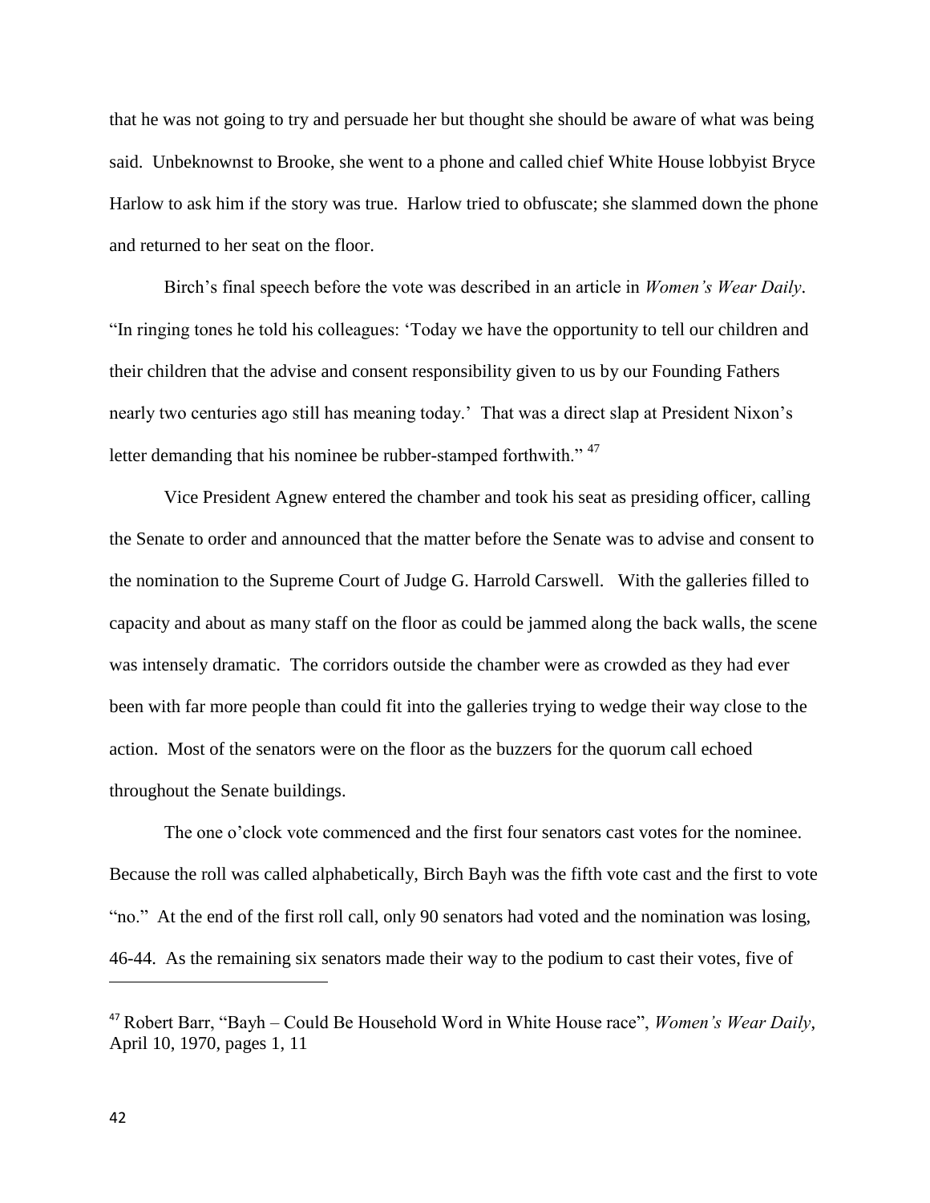that he was not going to try and persuade her but thought she should be aware of what was being said. Unbeknownst to Brooke, she went to a phone and called chief White House lobbyist Bryce Harlow to ask him if the story was true. Harlow tried to obfuscate; she slammed down the phone and returned to her seat on the floor.

Birch's final speech before the vote was described in an article in *Women's Wear Daily*. "In ringing tones he told his colleagues: 'Today we have the opportunity to tell our children and their children that the advise and consent responsibility given to us by our Founding Fathers nearly two centuries ago still has meaning today.' That was a direct slap at President Nixon's letter demanding that his nominee be rubber-stamped forthwith." [47]

Vice President Agnew entered the chamber and took his seat as presiding officer, calling the Senate to order and announced that the matter before the Senate was to advise and consent to the nomination to the Supreme Court of Judge G. Harrold Carswell. With the galleries filled to capacity and about as many staff on the floor as could be jammed along the back walls, the scene was intensely dramatic. The corridors outside the chamber were as crowded as they had ever been with far more people than could fit into the galleries trying to wedge their way close to the action. Most of the senators were on the floor as the buzzers for the quorum call echoed throughout the Senate buildings.

The one o'clock vote commenced and the first four senators cast votes for the nominee. Because the roll was called alphabetically, Birch Bayh was the fifth vote cast and the first to vote "no." At the end of the first roll call, only 90 senators had voted and the nomination was losing, 46-44. As the remaining six senators made their way to the podium to cast their votes, five of

---

[47] Robert Barr, "Bayh – Could Be Household Word in White House race", *Women's Wear Daily*, April 10, 1970, pages 1, 11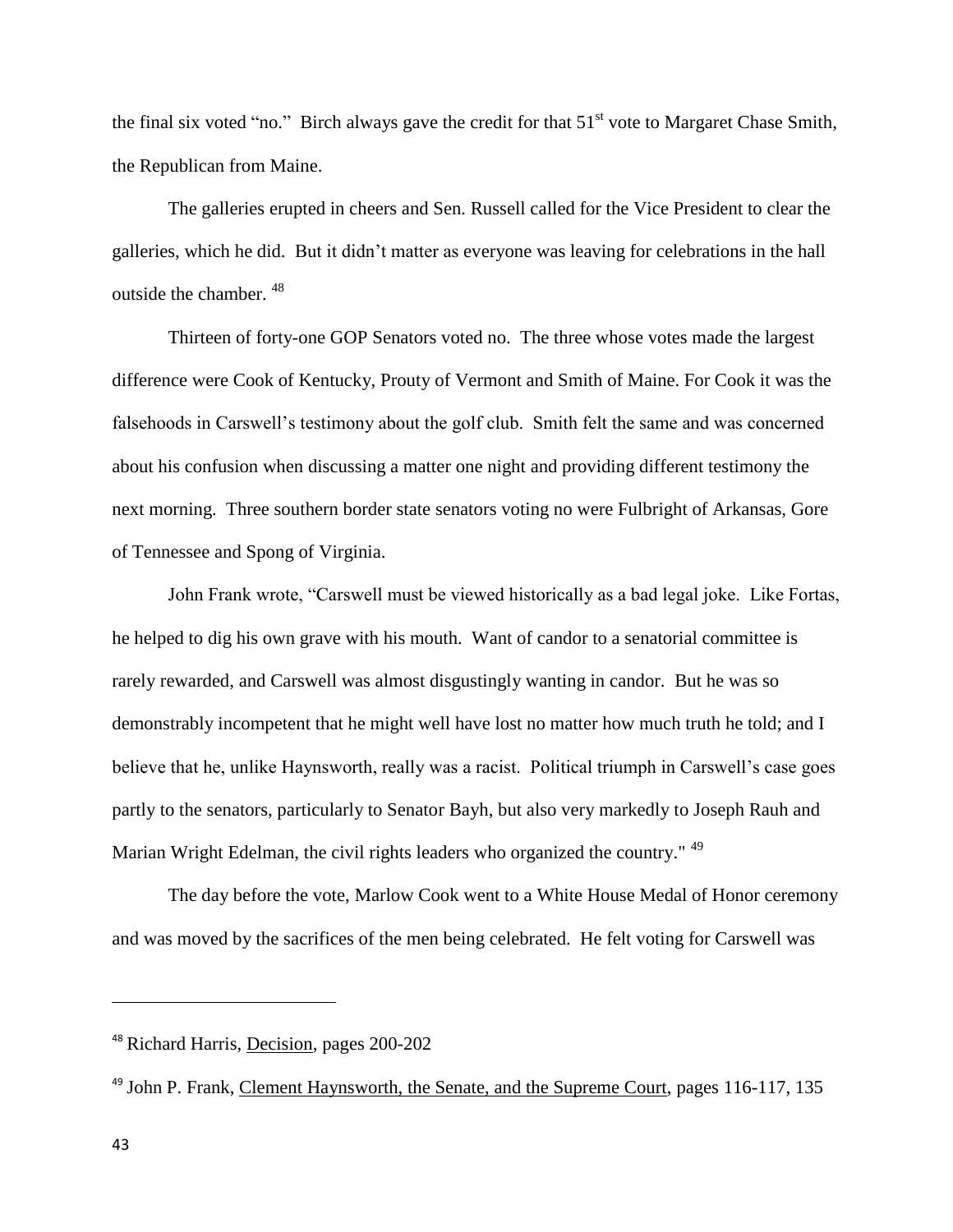the final six voted "no." Birch always gave the credit for that 51st vote to Margaret Chase Smith, the Republican from Maine.

The galleries erupted in cheers and Sen. Russell called for the Vice President to clear the galleries, which he did. But it didn't matter as everyone was leaving for celebrations in the hall outside the chamber. [48]

Thirteen of forty-one GOP Senators voted no. The three whose votes made the largest difference were Cook of Kentucky, Prouty of Vermont and Smith of Maine. For Cook it was the falsehoods in Carswell's testimony about the golf club. Smith felt the same and was concerned about his confusion when discussing a matter one night and providing different testimony the next morning. Three southern border state senators voting no were Fulbright of Arkansas, Gore of Tennessee and Spong of Virginia.

John Frank wrote, "Carswell must be viewed historically as a bad legal joke. Like Fortas, he helped to dig his own grave with his mouth. Want of candor to a senatorial committee is rarely rewarded, and Carswell was almost disgustingly wanting in candor. But he was so demonstrably incompetent that he might well have lost no matter how much truth he told; and I believe that he, unlike Haynsworth, really was a racist. Political triumph in Carswell's case goes partly to the senators, particularly to Senator Bayh, but also very markedly to Joseph Rauh and Marian Wright Edelman, the civil rights leaders who organized the country." [49]

The day before the vote, Marlow Cook went to a White House Medal of Honor ceremony and was moved by the sacrifices of the men being celebrated. He felt voting for Carswell was

---

[48] Richard Harris, Decision, pages 200-202

[49] John P. Frank, Clement Haynsworth, the Senate, and the Supreme Court, pages 116-117, 135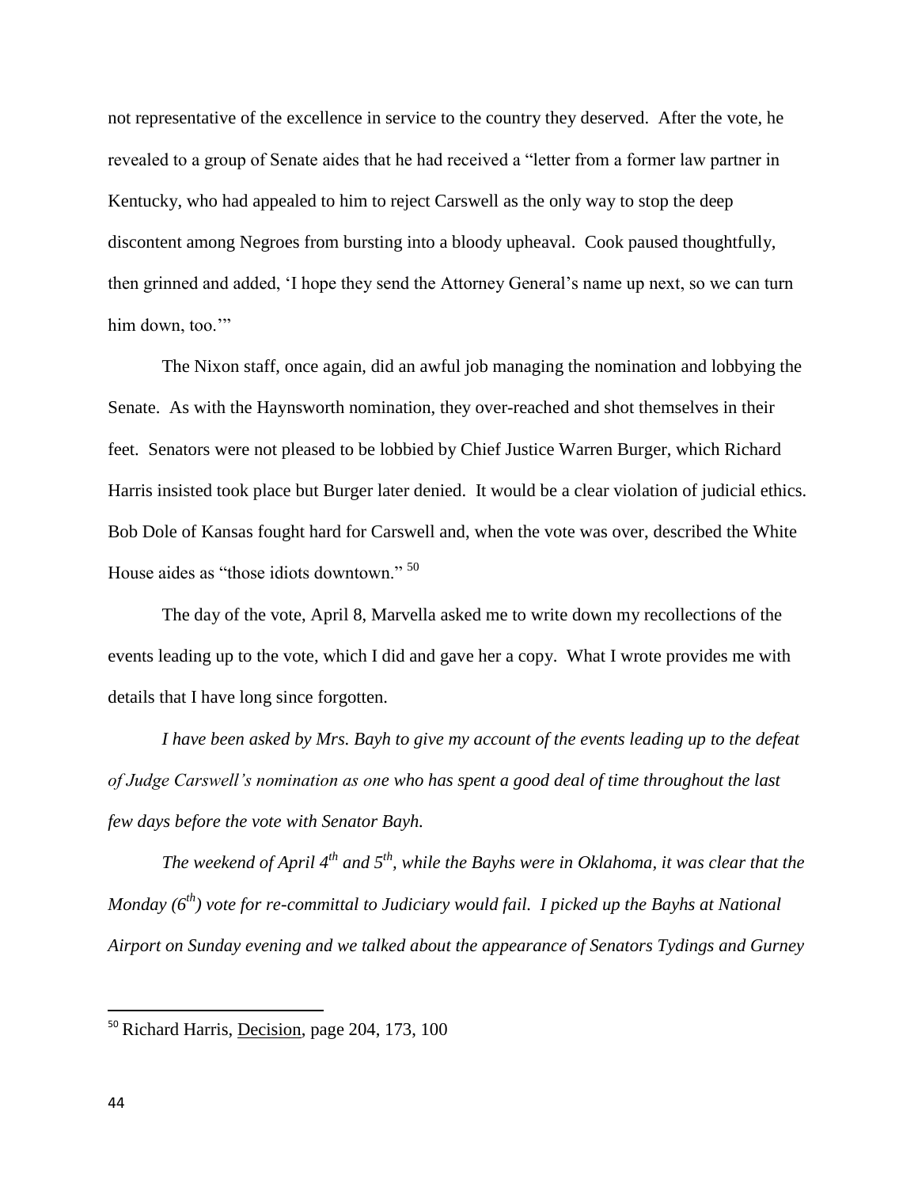not representative of the excellence in service to the country they deserved. After the vote, he revealed to a group of Senate aides that he had received a "letter from a former law partner in Kentucky, who had appealed to him to reject Carswell as the only way to stop the deep discontent among Negroes from bursting into a bloody upheaval. Cook paused thoughtfully, then grinned and added, 'I hope they send the Attorney General's name up next, so we can turn him down, too.'"

The Nixon staff, once again, did an awful job managing the nomination and lobbying the Senate. As with the Haynsworth nomination, they over-reached and shot themselves in their feet. Senators were not pleased to be lobbied by Chief Justice Warren Burger, which Richard Harris insisted took place but Burger later denied. It would be a clear violation of judicial ethics. Bob Dole of Kansas fought hard for Carswell and, when the vote was over, described the White House aides as "those idiots downtown." [50]

The day of the vote, April 8, Marvella asked me to write down my recollections of the events leading up to the vote, which I did and gave her a copy. What I wrote provides me with details that I have long since forgotten.

*I have been asked by Mrs. Bayh to give my account of the events leading up to the defeat of Judge Carswell's nomination as one who has spent a good deal of time throughout the last few days before the vote with Senator Bayh.*

*The weekend of April 4th and 5th, while the Bayhs were in Oklahoma, it was clear that the Monday (6th) vote for re-committal to Judiciary would fail. I picked up the Bayhs at National Airport on Sunday evening and we talked about the appearance of Senators Tydings and Gurney*

---

[50] Richard Harris, Decision, page 204, 173, 100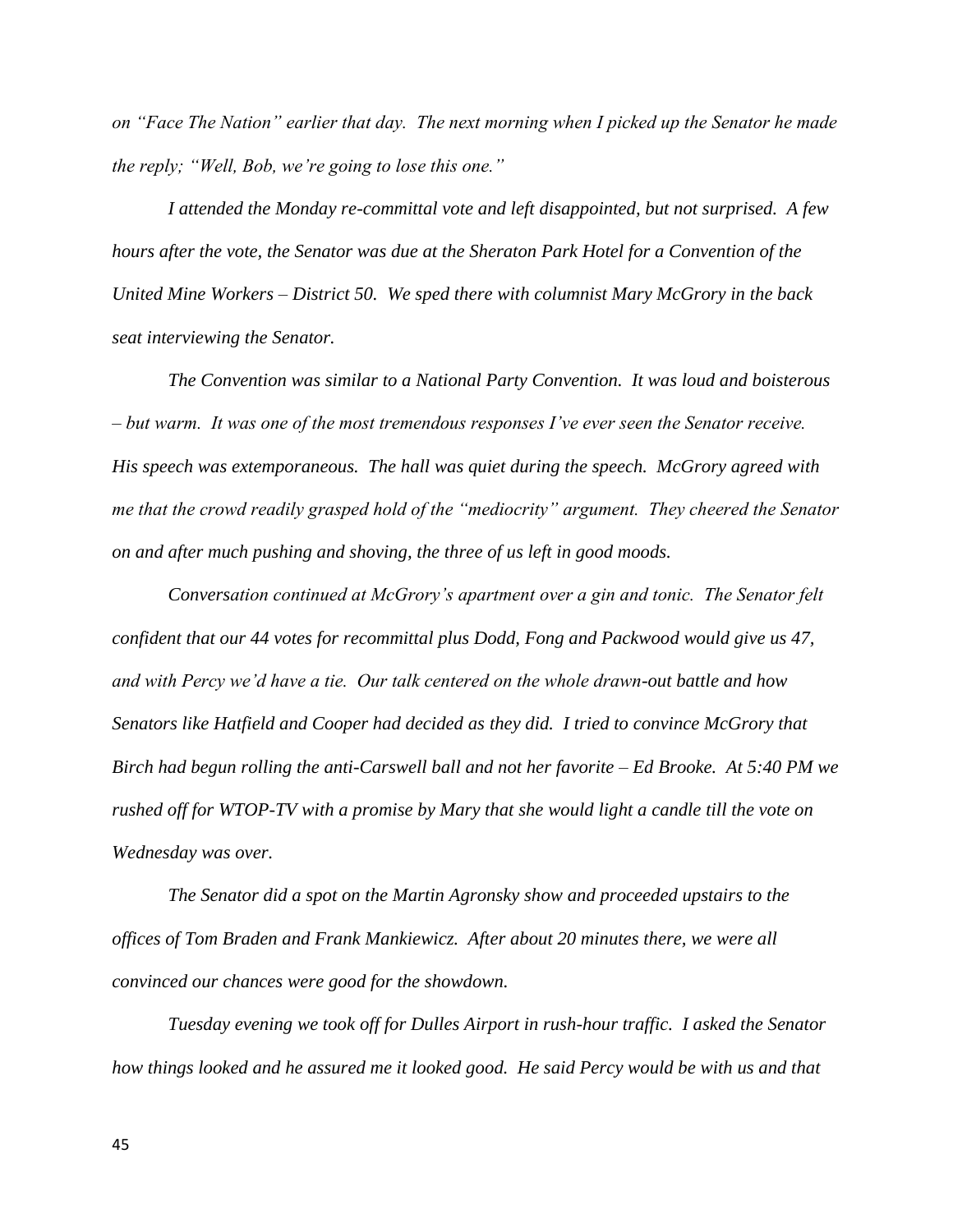*on "Face The Nation" earlier that day. The next morning when I picked up the Senator he made the reply; "Well, Bob, we're going to lose this one."*

*I attended the Monday re-committal vote and left disappointed, but not surprised. A few hours after the vote, the Senator was due at the Sheraton Park Hotel for a Convention of the United Mine Workers – District 50. We sped there with columnist Mary McGrory in the back seat interviewing the Senator.*

*The Convention was similar to a National Party Convention. It was loud and boisterous – but warm. It was one of the most tremendous responses I've ever seen the Senator receive. His speech was extemporaneous. The hall was quiet during the speech. McGrory agreed with me that the crowd readily grasped hold of the "mediocrity" argument. They cheered the Senator on and after much pushing and shoving, the three of us left in good moods.*

*Conversation continued at McGrory's apartment over a gin and tonic. The Senator felt confident that our 44 votes for recommittal plus Dodd, Fong and Packwood would give us 47, and with Percy we'd have a tie. Our talk centered on the whole drawn-out battle and how Senators like Hatfield and Cooper had decided as they did. I tried to convince McGrory that Birch had begun rolling the anti-Carswell ball and not her favorite – Ed Brooke. At 5:40 PM we rushed off for WTOP-TV with a promise by Mary that she would light a candle till the vote on Wednesday was over.*

*The Senator did a spot on the Martin Agronsky show and proceeded upstairs to the offices of Tom Braden and Frank Mankiewicz. After about 20 minutes there, we were all convinced our chances were good for the showdown.*

*Tuesday evening we took off for Dulles Airport in rush-hour traffic. I asked the Senator how things looked and he assured me it looked good. He said Percy would be with us and that*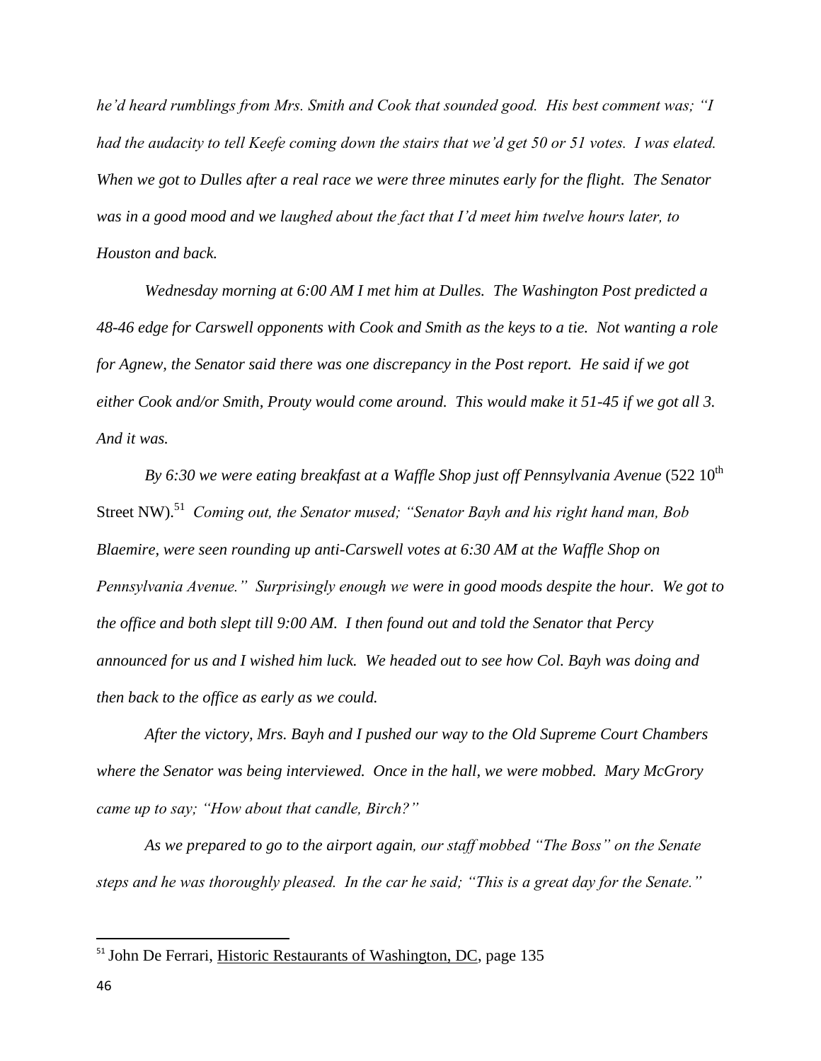*he'd heard rumblings from Mrs. Smith and Cook that sounded good. His best comment was; "I had the audacity to tell Keefe coming down the stairs that we'd get 50 or 51 votes. I was elated. When we got to Dulles after a real race we were three minutes early for the flight. The Senator was in a good mood and we laughed about the fact that I'd meet him twelve hours later, to Houston and back.*

*Wednesday morning at 6:00 AM I met him at Dulles. The Washington Post predicted a 48-46 edge for Carswell opponents with Cook and Smith as the keys to a tie. Not wanting a role for Agnew, the Senator said there was one discrepancy in the Post report. He said if we got either Cook and/or Smith, Prouty would come around. This would make it 51-45 if we got all 3. And it was.*

*By 6:30 we were eating breakfast at a Waffle Shop just off Pennsylvania Avenue* (522 10th Street NW).[51] *Coming out, the Senator mused; "Senator Bayh and his right hand man, Bob Blaemire, were seen rounding up anti-Carswell votes at 6:30 AM at the Waffle Shop on Pennsylvania Avenue." Surprisingly enough we were in good moods despite the hour. We got to the office and both slept till 9:00 AM. I then found out and told the Senator that Percy announced for us and I wished him luck. We headed out to see how Col. Bayh was doing and then back to the office as early as we could.*

*After the victory, Mrs. Bayh and I pushed our way to the Old Supreme Court Chambers where the Senator was being interviewed. Once in the hall, we were mobbed. Mary McGrory came up to say; "How about that candle, Birch?"*

*As we prepared to go to the airport again, our staff mobbed "The Boss" on the Senate steps and he was thoroughly pleased. In the car he said; "This is a great day for the Senate."*

---

[51] John De Ferrari, Historic Restaurants of Washington, DC, page 135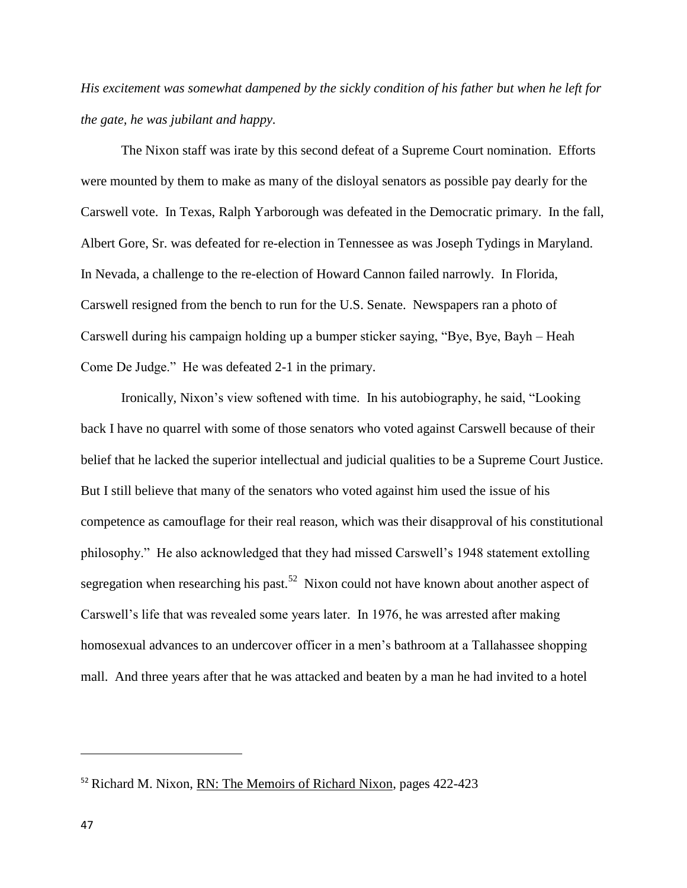*His excitement was somewhat dampened by the sickly condition of his father but when he left for the gate, he was jubilant and happy.*

The Nixon staff was irate by this second defeat of a Supreme Court nomination. Efforts were mounted by them to make as many of the disloyal senators as possible pay dearly for the Carswell vote. In Texas, Ralph Yarborough was defeated in the Democratic primary. In the fall, Albert Gore, Sr. was defeated for re-election in Tennessee as was Joseph Tydings in Maryland. In Nevada, a challenge to the re-election of Howard Cannon failed narrowly. In Florida, Carswell resigned from the bench to run for the U.S. Senate. Newspapers ran a photo of Carswell during his campaign holding up a bumper sticker saying, "Bye, Bye, Bayh – Heah Come De Judge." He was defeated 2-1 in the primary.

Ironically, Nixon's view softened with time. In his autobiography, he said, "Looking back I have no quarrel with some of those senators who voted against Carswell because of their belief that he lacked the superior intellectual and judicial qualities to be a Supreme Court Justice. But I still believe that many of the senators who voted against him used the issue of his competence as camouflage for their real reason, which was their disapproval of his constitutional philosophy." He also acknowledged that they had missed Carswell's 1948 statement extolling segregation when researching his past.[52] Nixon could not have known about another aspect of Carswell's life that was revealed some years later. In 1976, he was arrested after making homosexual advances to an undercover officer in a men's bathroom at a Tallahassee shopping mall. And three years after that he was attacked and beaten by a man he had invited to a hotel

---

[52] Richard M. Nixon, RN: The Memoirs of Richard Nixon, pages 422-423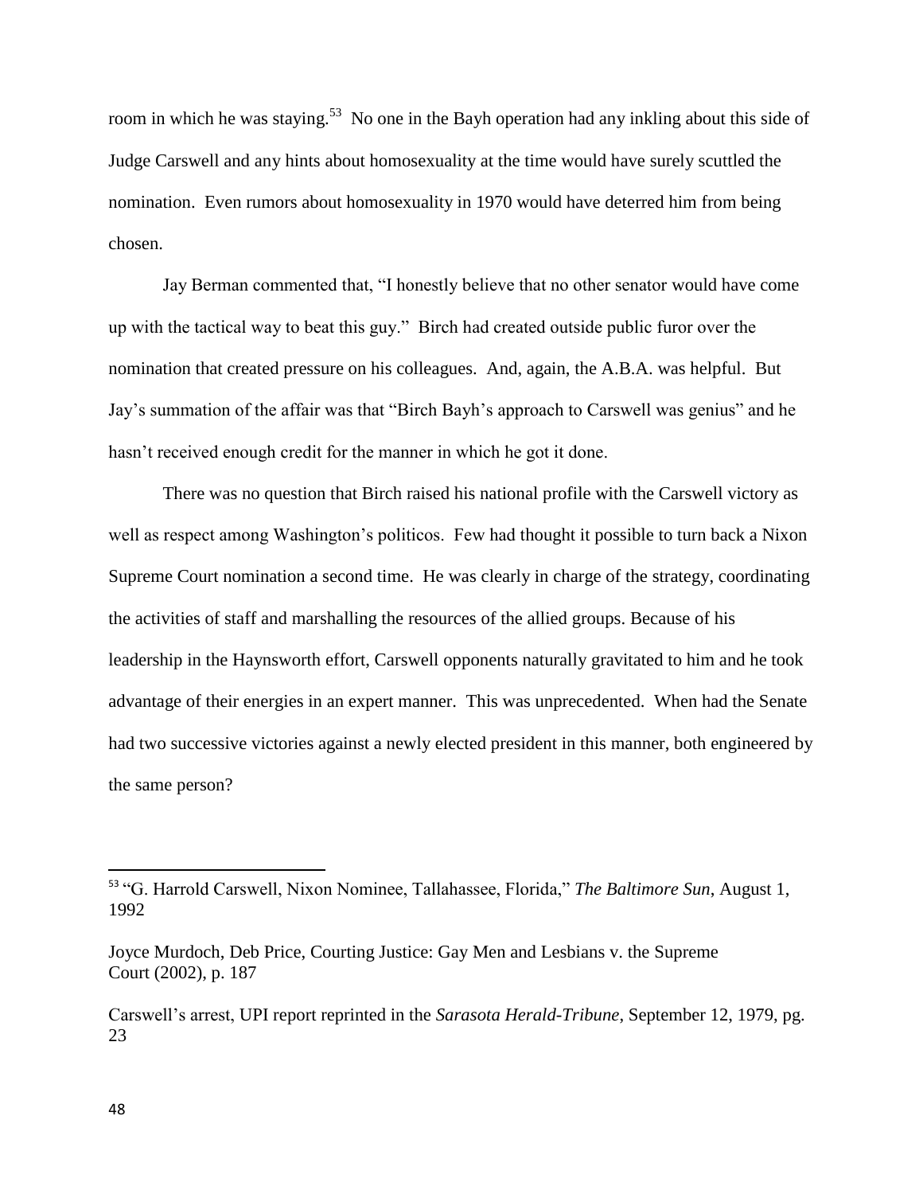room in which he was staying.[53] No one in the Bayh operation had any inkling about this side of Judge Carswell and any hints about homosexuality at the time would have surely scuttled the nomination. Even rumors about homosexuality in 1970 would have deterred him from being chosen.

Jay Berman commented that, "I honestly believe that no other senator would have come up with the tactical way to beat this guy." Birch had created outside public furor over the nomination that created pressure on his colleagues. And, again, the A.B.A. was helpful. But Jay's summation of the affair was that "Birch Bayh's approach to Carswell was genius" and he hasn't received enough credit for the manner in which he got it done.

There was no question that Birch raised his national profile with the Carswell victory as well as respect among Washington's politicos. Few had thought it possible to turn back a Nixon Supreme Court nomination a second time. He was clearly in charge of the strategy, coordinating the activities of staff and marshalling the resources of the allied groups. Because of his leadership in the Haynsworth effort, Carswell opponents naturally gravitated to him and he took advantage of their energies in an expert manner. This was unprecedented. When had the Senate had two successive victories against a newly elected president in this manner, both engineered by the same person?

---

[53] "G. Harrold Carswell, Nixon Nominee, Tallahassee, Florida," *The Baltimore Sun*, August 1, 1992

Joyce Murdoch, Deb Price, Courting Justice: Gay Men and Lesbians v. the Supreme Court (2002), p. 187

Carswell's arrest, UPI report reprinted in the *Sarasota Herald-Tribune*, September 12, 1979, pg. 23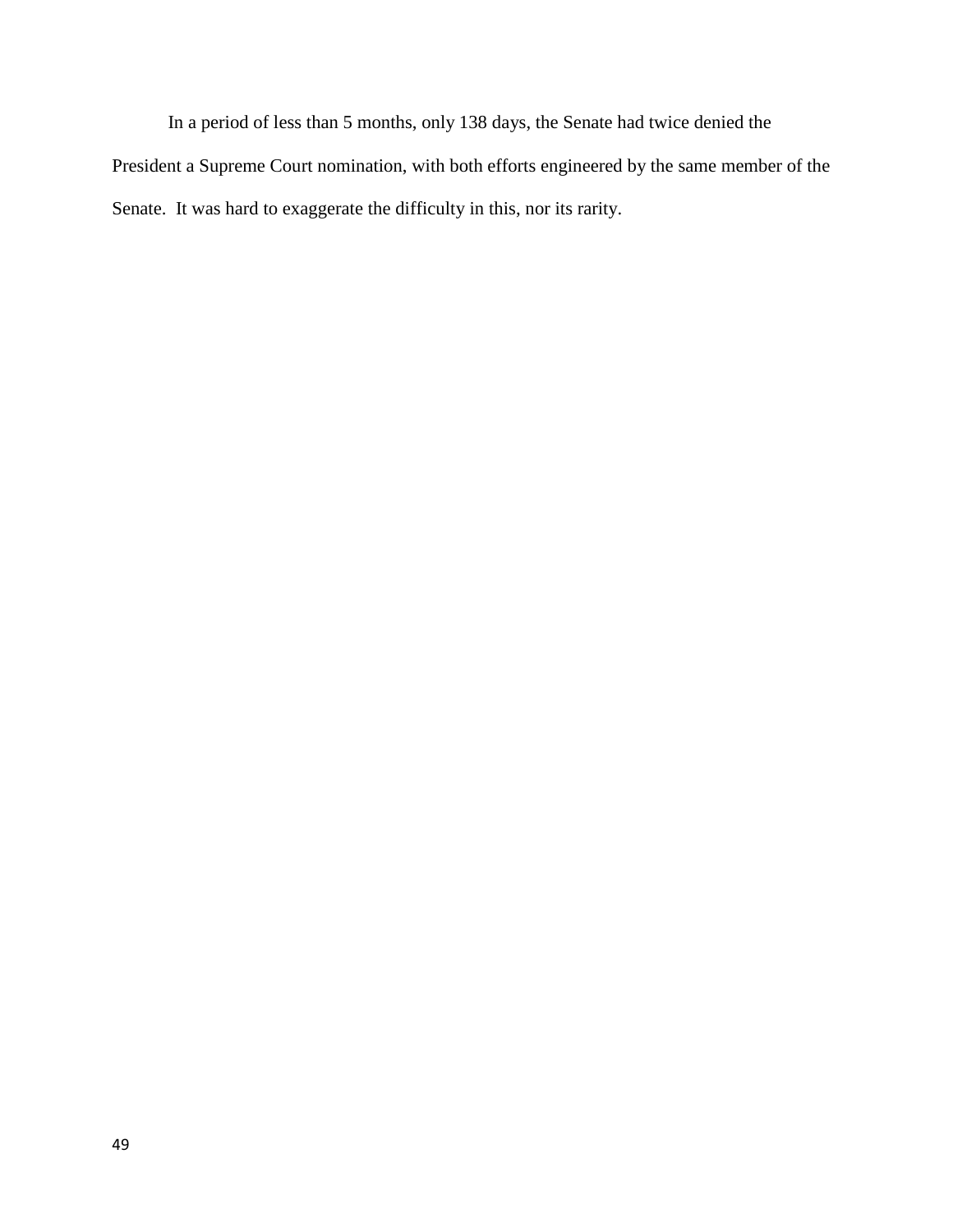In a period of less than 5 months, only 138 days, the Senate had twice denied the President a Supreme Court nomination, with both efforts engineered by the same member of the Senate. It was hard to exaggerate the difficulty in this, nor its rarity.